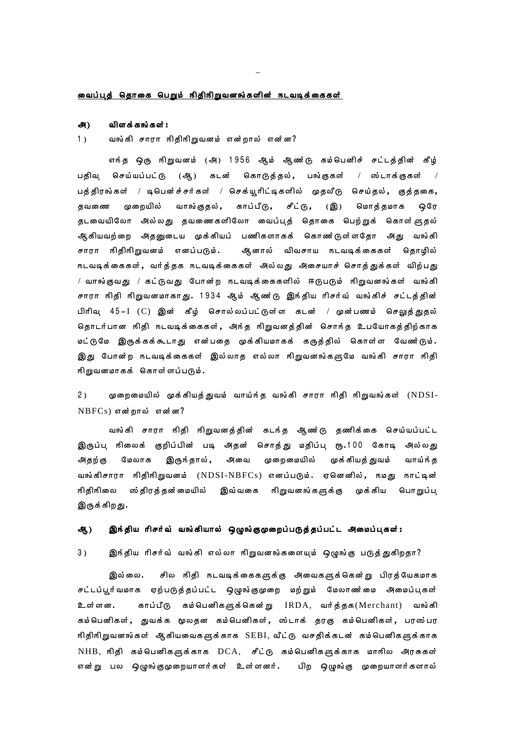## வைப்புத் தொகை பெறும் நிதிநிறுவனங்களின் நடவடிக்கைகள்

### அ) விளக்கங்கள்:

1) வங்கி சாரா நிதிநிறுவனம் என்றால் என்ன?

எந்த ஒரு நிறுவனம் (அ) 1956 ஆம் ஆண்டு கம்பெனிச் சட்டத்தின் கீழ் பதிவு செய்யப்பட்டு (ஆ) கடன் கொடுத்தல், பங்குகள் / ஸ்டாக்குகள் / பத்திரங்கள் / டிபென்ச்சர்கள் / செக்யூரிட்டிகளில் முதலீடு செய்தல், குத்தகை, தவணை முறையில் வாங்குதல், காப்பீடு, சீட்டு, (இ) மொத்தமாக ஒரே தடவையிலோ அல்லது தவணைகளிலோ வைப்புத் தொகை பெற்றுக் கொள்ளுதல் ஆகியவற்றை அதனுடைய முக்கியப் பணிகளாகக் கொண்டுள்ளதோ அது வங்கி சாரா நிதிநிறுவனம் எனப்படும். ஆனால் விவசாய நடவடிக்கைகள் தொழில் நடவடிக்கைகள், வர்த்தக நடவடிக்கைகள் அல்லது அசையாச் சொத்துக்கள் விற்பது / வாங்குவது / கட்டுவது போன்ற நடவடிக்கைகளில் ஈடுபடும் நிறுவனங்கள் வங்கி சாரா நிதி நிறுவனமாகாது. 1934 ஆம் ஆண்டு இந்திய ரிசர்வ் வங்கிச் சட்டத்தின் பிரிவு 45-I (C) இன் கீழ் சொல்லப்பட்டுள்ள கடன் / முன்பணம் செலுத்துதல் தொடர்பான நிதி நடவடிக்கைகள், அந்த நிறுவனத்தின் சொந்த உபயோகத்திற்காக மட்டுமே இருக்கக்கூடாது என்பதை முக்கியமாகக் கருத்தில் கொள்ள வேண்டும். இது போன்ற நடவடிக்கைகள் இல்லாத எல்லா நிறுவனங்களுமே வங்கி சாரா நிதி நிறுவனமாகக் கொள்ளப்படும்.

2) முறைமையில் முக்கியத்துவம் வாய்ந்த வங்கி சாரா நிதி நிறுவங்கள் (NDSI-NBFCs) என்றால் என்ன?

வங்கி சாரா நிதி நிறுவனத்தின் கடந்த ஆண்டு தணிக்கை செய்யப்பட்ட இருப்பு நிலைக் குறிப்பின் படி அதன் சொத்து மதிப்பு ரூ.100 கோடி அல்லது அதற்கு மேலாக இருந்தால், அவை முறைமையில் முக்கியத்துவம் வாய்ந்த வங்கிசாரா நிதிநிறுவனம் (NDSI-NBFCs) எனப்படும். ஏனெனில், நமது நாட்டின் நிதிநிலை ஸ்திரத்தன்மையில் இவ்வகை நிறுவனங்களுக்கு முக்கிய பொறுப்பு இருக்கிறது.

### ஆ) இந்திய ரிசர்வ் வங்கியால் ஒழுங்குமுறைப்படுத்தப்பட்ட அமைப்புகள்:

3) இந்திய ரிசர்வ் வங்கி எல்லா நிறுவனங்களையும் ஒழுங்கு படுத்துகிறதா?

இல்லை. சில நிதி நடவடிக்கைகளுக்கு அவைகளுக்கென்று பிரத்யேகமாக சட்டப்பூர்வமாக ஏற்படுத்தப்பட்ட ஒழுங்குமுறை மற்றும் மேலாண்மை அமைப்புகள் உள்ளன. காப்பீடு கம்பெனிகளுக்கென்று IRDA, வர்த்தக(Merchant) வங்கி கம்பெனிகள், துவக்க மூலதன கம்பெனிகள், ஸ்டாக் தரகு கம்பெனிகள், பரஸ்பர நிதிநிறுவனங்கள் ஆகியவைகளுக்காக SEBI, வீட்டு வசதிக்கடன் கம்பெனிகளுக்காக NHB, நிதி கம்பெனிகளுக்காக DCA, சீட்டு கம்பெனிகளுக்காக மாநில அரசுகள் என்று பல ஒழுங்குமுறையாளர்கள் உள்ளனர். பிற ஒழுங்கு முறையாளர்களால்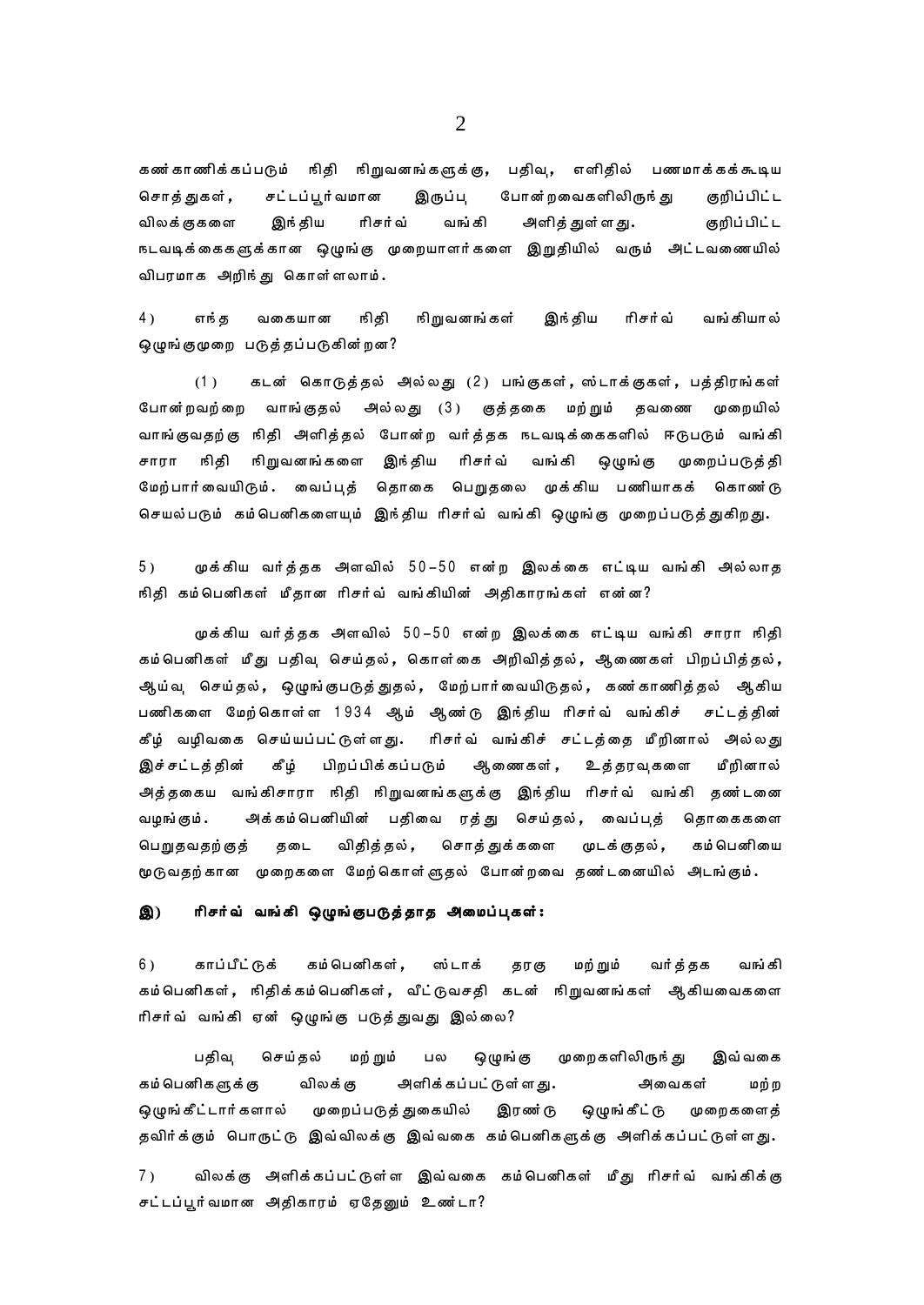கண்காணிக்கப்படும் நிதி நிறுவனங்களுக்கு, பதிவு, எளிதில் பணமாக்கக்கூடிய சொத்துகள், சட்டப்பூர்வமான இருப்பு போன்றவைகளிலிருந்து குறிப்பிட்ட விலக்குகளை இந்திய ரிசர்வ் வங்கி அளித்துள்ளது. குறிப்பிட்ட நடவடிக்கைகளுக்கான ஒழுங்கு முறையாளர்களை இறுதியில் வரும் அட்டவணையில் விபரமாக அறிந்து கொள்ளலாம்.

**4) எந்த வகையான நிதி நிறுவனங்கள் இந்திய ரிசர்வ் வங்கியால் ஒழுங்குமுறை படுத்தப்படுகின்றன?**

(1) கடன் கொடுத்தல் அல்லது (2) பங்குகள், ஸ்டாக்குகள், பத்திரங்கள் போன்றவற்றை வாங்குதல் அல்லது (3) குத்தகை மற்றும் தவணை முறையில் வாங்குவதற்கு நிதி அளித்தல் போன்ற வர்த்தக நடவடிக்கைகளில் ஈடுபடும் வங்கி சாரா நிதி நிறுவனங்களை இந்திய ரிசர்வ் வங்கி ஒழுங்கு முறைப்படுத்தி மேற்பார்வையிடும். வைப்புத் தொகை பெறுதலை முக்கிய பணியாகக் கொண்டு செயல்படும் கம்பெனிகளையும் இந்திய ரிசர்வ் வங்கி ஒழுங்கு முறைப்படுத்துகிறது.

**5) முக்கிய வர்த்தக அளவில் 50–50 என்ற இலக்கை எட்டிய வங்கி அல்லாத நிதி கம்பெனிகள் மீதான ரிசர்வ் வங்கியின் அதிகாரங்கள் என்ன?**

முக்கிய வர்த்தக அளவில் 50–50 என்ற இலக்கை எட்டிய வங்கி சாரா நிதி கம்பெனிகள் மீது பதிவு செய்தல், கொள்கை அறிவித்தல், ஆணைகள் பிறப்பித்தல், ஆய்வு செய்தல், ஒழுங்குபடுத்துதல், மேற்பார்வையிடுதல், கண்காணித்தல் ஆகிய பணிகளை மேற்கொள்ள 1934 ஆம் ஆண்டு இந்திய ரிசர்வ் வங்கிச் சட்டத்தின் கீழ் வழிவகை செய்யப்பட்டுள்ளது. ரிசர்வ் வங்கிச் சட்டத்தை மீறினால் அல்லது இச்சட்டத்தின் கீழ் பிறப்பிக்கப்படும் ஆணைகள், உத்தரவுகளை மீறினால் அத்தகைய வங்கிசாரா நிதி நிறுவனங்களுக்கு இந்திய ரிசர்வ் வங்கி தண்டனை வழங்கும். அக்கம்பெனியின் பதிவை ரத்து செய்தல், வைப்புத் தொகைகளை பெறுதவதற்குத் தடை விதித்தல், சொத்துக்களை முடக்குதல், கம்பெனியை மூடுவதற்கான முறைகளை மேற்கொள்ளுதல் போன்றவை தண்டனையில் அடங்கும்.

## இ) ரிசர்வ் வங்கி ஒழுங்குபடுத்தாத அமைப்புகள்:

**6) காப்பீட்டுக் கம்பெனிகள், ஸ்டாக் தரகு மற்றும் வர்த்தக வங்கி கம்பெனிகள், நிதிக்கம்பெனிகள், வீட்டுவசதி கடன் நிறுவனங்கள் ஆகியவைகளை ரிசர்வ் வங்கி ஏன் ஒழுங்கு படுத்துவது இல்லை?**

பதிவு செய்தல் மற்றும் பல ஒழுங்கு முறைகளிலிருந்து இவ்வகை கம்பெனிகளுக்கு விலக்கு அளிக்கப்பட்டுள்ளது. அவைகள் மற்ற ஒழுங்கீட்டார்களால் முறைப்படுத்துகையில் இரண்டு ஒழுங்கீட்டு முறைகளைத் தவிர்க்கும் பொருட்டு இவ்விலக்கு இவ்வகை கம்பெனிகளுக்கு அளிக்கப்பட்டுள்ளது.

**7) விலக்கு அளிக்கப்பட்டுள்ள இவ்வகை கம்பெனிகள் மீது ரிசர்வ் வங்கிக்கு சட்டப்பூர்வமான அதிகாரம் ஏதேனும் உண்டா?**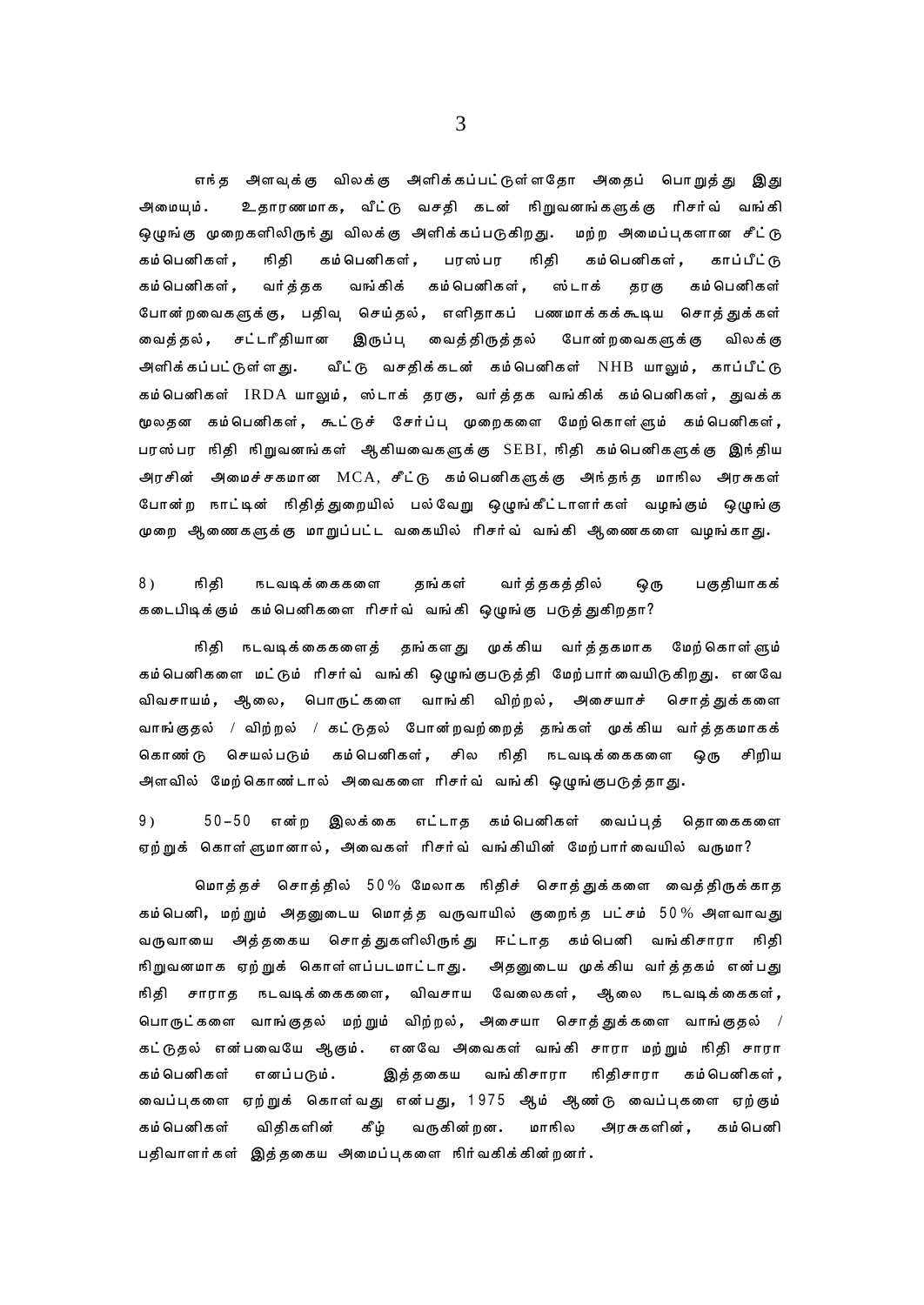எந்த அளவுக்கு விலக்கு அளிக்கப்பட்டுள்ளதோ அதைப் பொறுத்து இது அமையும். உதாரணமாக, வீட்டு வசதி கடன் நிறுவனங்களுக்கு ரிசர்வ் வங்கி ஒழுங்கு முறைகளிலிருந்து விலக்கு அளிக்கப்படுகிறது. மற்ற அமைப்புகளான சீட்டு கம்பெனிகள், நிதி கம்பெனிகள், பரஸ்பர நிதி கம்பெனிகள், காப்பீட்டு கம்பெனிகள், வர்த்தக வங்கிக் கம்பெனிகள், ஸ்டாக் தரகு கம்பெனிகள் போன்றவைகளுக்கு, பதிவு செய்தல், எளிதாகப் பணமாக்கக்கூடிய சொத்துக்கள் வைத்தல், சட்டரீதியான இருப்பு வைத்திருத்தல் போன்றவைகளுக்கு விலக்கு அளிக்கப்பட்டுள்ளது. வீட்டு வசதிக்கடன் கம்பெனிகள் NHB யாலும், காப்பீட்டு கம்பெனிகள் IRDA யாலும், ஸ்டாக் தரகு, வர்த்தக வங்கிக் கம்பெனிகள், துவக்க மூலதன கம்பெனிகள், கூட்டுச் சேர்ப்பு முறைகளை மேற்கொள்ளும் கம்பெனிகள், பரஸ்பர நிதி நிறுவனங்கள் ஆகியவைகளுக்கு SEBI, நிதி கம்பெனிகளுக்கு இந்திய அரசின் அமைச்சகமான MCA, சீட்டு கம்பெனிகளுக்கு அந்தந்த மாநில அரசுகள் போன்ற நாட்டின் நிதித்துறையில் பல்வேறு ஒழுங்கீட்டாளர்கள் வழங்கும் ஒழுங்கு முறை ஆணைகளுக்கு மாறுப்பட்ட வகையில் ரிசர்வ் வங்கி ஆணைகளை வழங்காது.

8) நிதி நடவடிக்கைகளை தங்கள் வர்த்தகத்தில் ஒரு பகுதியாகக் கடைபிடிக்கும் கம்பெனிகளை ரிசர்வ் வங்கி ஒழுங்கு படுத்துகிறதா?

நிதி நடவடிக்கைகளைத் தங்களது முக்கிய வர்த்தகமாக மேற்கொள்ளும் கம்பெனிகளை மட்டும் ரிசர்வ் வங்கி ஒழுங்குபடுத்தி மேற்பார்வையிடுகிறது. எனவே விவசாயம், ஆலை, பொருட்களை வாங்கி விற்றல், அசையாச் சொத்துக்களை வாங்குதல் / விற்றல் / கட்டுதல் போன்றவற்றைத் தங்கள் முக்கிய வர்த்தகமாகக் கொண்டு செயல்படும் கம்பெனிகள், சில நிதி நடவடிக்கைகளை ஒரு சிறிய அளவில் மேற்கொண்டால் அவைகளை ரிசர்வ் வங்கி ஒழுங்குபடுத்தாது.

9) 50–50 என்ற இலக்கை எட்டாத கம்பெனிகள் வைப்புத் தொகைகளை ஏற்றுக் கொள்ளுமானால், அவைகள் ரிசர்வ் வங்கியின் மேற்பார்வையில் வருமா?

மொத்தச் சொத்தில் 50% மேலாக நிதிச் சொத்துக்களை வைத்திருக்காத கம்பெனி, மற்றும் அதனுடைய மொத்த வருவாயில் குறைந்த பட்சம் 50% அளவாவது வருவாயை அத்தகைய சொத்துகளிலிருந்து ஈட்டாத கம்பெனி வங்கிசாரா நிதி நிறுவனமாக ஏற்றுக் கொள்ளப்படமாட்டாது. அதனுடைய முக்கிய வர்த்தகம் என்பது நிதி சாராத நடவடிக்கைகளை, விவசாய வேலைகள், ஆலை நடவடிக்கைகள், பொருட்களை வாங்குதல் மற்றும் விற்றல், அசையா சொத்துக்களை வாங்குதல் / கட்டுதல் என்பவையே ஆகும். எனவே அவைகள் வங்கி சாரா மற்றும் நிதி சாரா கம்பெனிகள் எனப்படும். இத்தகைய வங்கிசாரா நிதிசாரா கம்பெனிகள், வைப்புகளை ஏற்றுக் கொள்வது என்பது, 1975 ஆம் ஆண்டு வைப்புகளை ஏற்கும் கம்பெனிகள் விதிகளின் கீழ் வருகின்றன. மாநில அரசுகளின், கம்பெனி பதிவாளர்கள் இத்தகைய அமைப்புகளை நிர்வகிக்கின்றனர்.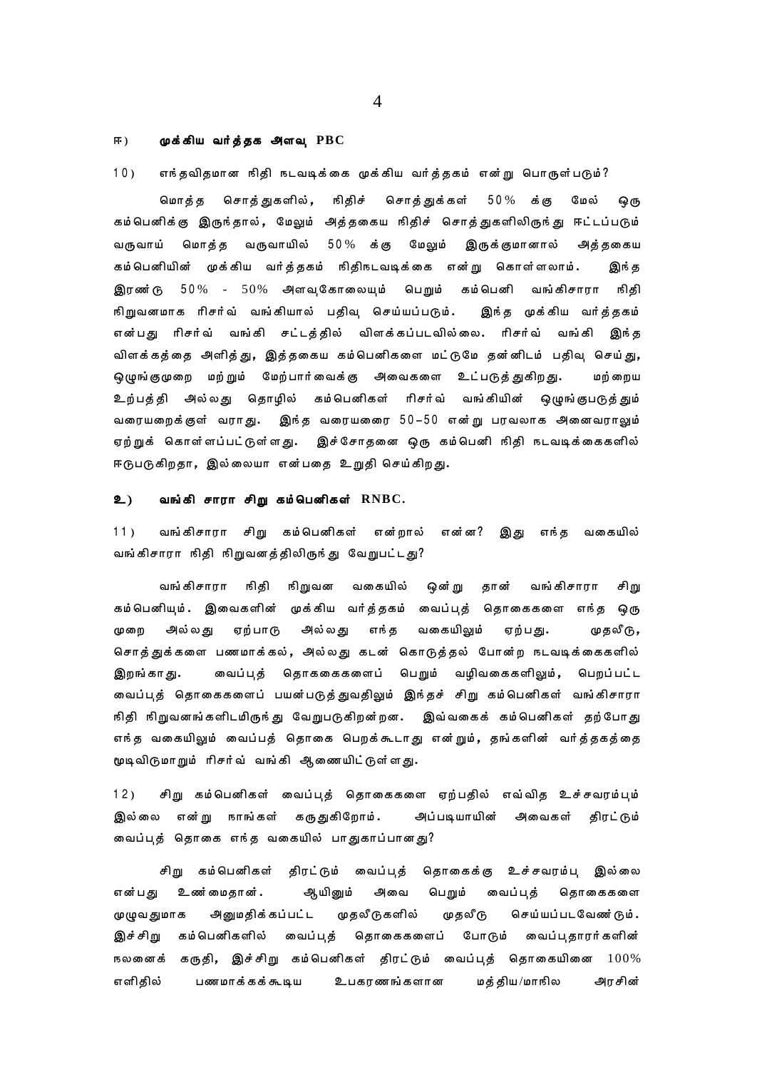### ஈ) முக்கிய வர்த்தக அளவு PBC

10) எந்தவிதமான நிதி நடவடிக்கை முக்கிய வர்த்தகம் என்று பொருள்படும்?

மொத்த சொத்துகளில், நிதிச் சொத்துக்கள் 50% க்கு மேல் ஒரு கம்பெனிக்கு இருந்தால், மேலும் அத்தகைய நிதிச் சொத்துகளிலிருந்து ஈட்டப்படும் வருவாய் மொத்த வருவாயில் 50% க்கு மேலும் இருக்குமானால் அத்தகைய கம்பெனியின் முக்கிய வர்த்தகம் நிதிநடவடிக்கை என்று கொள்ளலாம். இந்த இரண்டு 50% - 50% அளவுகோலையும் பெறும் கம்பெனி வங்கிசாரா நிதி நிறுவனமாக ரிசர்வ் வங்கியால் பதிவு செய்யப்படும். இந்த முக்கிய வர்த்தகம் என்பது ரிசர்வ் வங்கி சட்டத்தில் விளக்கப்படவில்லை. ரிசர்வ் வங்கி இந்த விளக்கத்தை அளித்து, இத்தகைய கம்பெனிகளை மட்டுமே தன்னிடம் பதிவு செய்து, ஒழுங்குமுறை மற்றும் மேற்பார்வைக்கு அவைகளை உட்படுத்துகிறது. மற்றைய உற்பத்தி அல்லது தொழில் கம்பெனிகள் ரிசர்வ் வங்கியின் ஒழுங்குபடுத்தும் வரையறைக்குள் வராது. இந்த வரையறை 50–50 என்று பரவலாக அனைவராலும் ஏற்றுக் கொள்ளப்பட்டுள்ளது. இச்சோதனை ஒரு கம்பெனி நிதி நடவடிக்கைகளில் ஈடுபடுகிறதா, இல்லையா என்பதை உறுதி செய்கிறது.

### உ) வங்கி சாரா சிறு கம்பெனிகள் RNBC.

11) வங்கிசாரா சிறு கம்பெனிகள் என்றால் என்ன? இது எந்த வகையில் வங்கிசாரா நிதி நிறுவனத்திலிருந்து வேறுபட்டது?

வங்கிசாரா நிதி நிறுவன வகையில் ஒன்று தான் வங்கிசாரா சிறு கம்பெனியும். இவைகளின் முக்கிய வர்த்தகம் வைப்புத் தொகைகளை எந்த ஒரு முறை அல்லது ஏற்பாடு அல்லது எந்த வகையிலும் ஏற்பது. முதலீடு, சொத்துக்களை பணமாக்கல், அல்லது கடன் கொடுத்தல் போன்ற நடவடிக்கைகளில் இறங்காது. வைப்புத் தொகைகளைப் பெறும் வழிவகைகளிலும், பெறப்பட்ட வைப்புத் தொகைகளைப் பயன்படுத்துவதிலும் இந்தச் சிறு கம்பெனிகள் வங்கிசாரா நிதி நிறுவனங்களிடமிருந்து வேறுபடுகிறன்றன. இவ்வகைக் கம்பெனிகள் தற்போது எந்த வகையிலும் வைப்பத் தொகை பெறக்கூடாது என்றும், தங்களின் வர்த்தகத்தை முடிவிடுமாறும் ரிசர்வ் வங்கி ஆணையிட்டுள்ளது.

12) சிறு கம்பெனிகள் வைப்புத் தொகைகளை ஏற்பதில் எவ்வித உச்சவரம்பும் இல்லை என்று நாங்கள் கருதுகிறோம். அப்படியாயின் அவைகள் திரட்டும் வைப்புத் தொகை எந்த வகையில் பாதுகாப்பானது?

சிறு கம்பெனிகள் திரட்டும் வைப்புத் தொகைக்கு உச்சவரம்பு இல்லை என்பது உண்மைதான். ஆயினும் அவை பெறும் வைப்புத் தொகைகளை முழுவதுமாக அனுமதிக்கப்பட்ட முதலீடுகளில் முதலீடு செய்யப்படவேண்டும். இச்சிறு கம்பெனிகளில் வைப்புத் தொகைகளைப் போடும் வைப்புதாரர்களின் நலனைக் கருதி, இச்சிறு கம்பெனிகள் திரட்டும் வைப்புத் தொகையினை 100% எளிதில் பணமாக்கக்கூடிய உபகரணங்களான மத்திய/மாநில அரசின்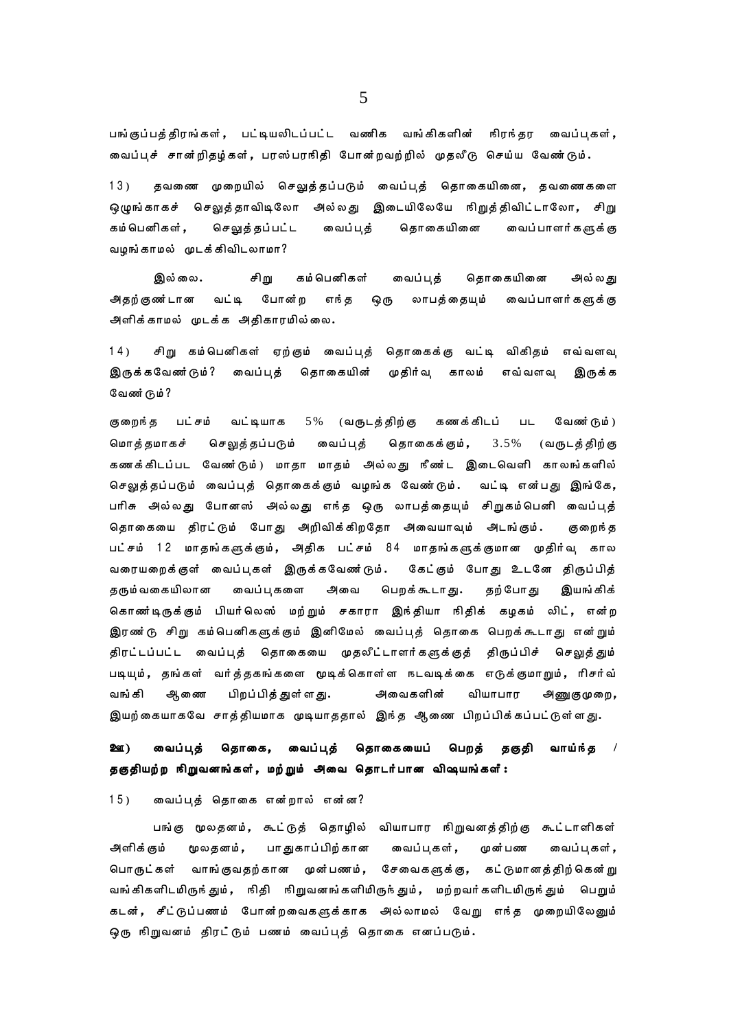பங்குப்பத்திரங்கள், பட்டியலிடப்பட்ட வணிக வங்கிகளின் நிரந்தர வைப்புகள், வைப்புச் சான்றிதழ்கள், பரஸ்பரநிதி போன்றவற்றில் முதலீடு செய்ய வேண்டும்.

13) தவணை முறையில் செலுத்தப்படும் வைப்புத் தொகையினை, தவணைகளை ஒழுங்காகச் செலுத்தாவிடிலோ அல்லது இடையிலேயே நிறுத்திவிட்டாலோ, சிறு கம்பெனிகள், செலுத்தப்பட்ட வைப்புத் தொகையினை வைப்பாளர்களுக்கு வழங்காமல் முடக்கிவிடலாமா?

இல்லை. சிறு கம்பெனிகள் வைப்புத் தொகையினை அல்லது அதற்குண்டான வட்டி போன்ற எந்த ஒரு லாபத்தையும் வைப்பாளர்களுக்கு அளிக்காமல் முடக்க அதிகாரமில்லை.

14) சிறு கம்பெனிகள் ஏற்கும் வைப்புத் தொகைக்கு வட்டி விகிதம் எவ்வளவு இருக்கவேண்டும்? வைப்புத் தொகையின் முதிர்வு காலம் எவ்வளவு இருக்க வேண்டும்?

குறைந்த பட்சம் வட்டியாக 5% (வருடத்திற்கு கணக்கிடப் பட வேண்டும்) மொத்தமாகச் செலுத்தப்படும் வைப்புத் தொகைக்கும், 3.5% (வருடத்திற்கு கணக்கிடப்பட வேண்டும்) மாதா மாதம் அல்லது நீண்ட இடைவெளி காலங்களில் செலுத்தப்படும் வைப்புத் தொகைக்கும் வழங்க வேண்டும். வட்டி என்பது இங்கே, பரிசு அல்லது போனஸ் அல்லது எந்த ஒரு லாபத்தையும் சிறுகம்பெனி வைப்புத் தொகையை திரட்டும் போது அறிவிக்கிறதோ அவையாவும் அடங்கும். குறைந்த பட்சம் 12 மாதங்களுக்கும், அதிக பட்சம் 84 மாதங்களுக்குமான முதிர்வு கால வரையறைக்குள் வைப்புகள் இருக்கவேண்டும். கேட்கும் போது உடனே திருப்பித் தரும்வகையிலான வைப்புகளை அவை பெறக்கூடாது. தற்போது இயங்கிக் கொண்டிருக்கும் பியர்லெஸ் மற்றும் சகாரா இந்தியா நிதிக் கழகம் லிட், என்ற இரண்டு சிறு கம்பெனிகளுக்கும் இனிமேல் வைப்புத் தொகை பெறக்கூடாது என்றும் திரட்டப்பட்ட வைப்புத் தொகையை முதலீட்டாளர்களுக்குத் திருப்பிச் செலுத்தும் படியும், தங்கள் வர்த்தகங்களை மூடிக்கொள்ள நடவடிக்கை எடுக்குமாறும், ரிசர்வ் வங்கி ஆணை பிறப்பித்துள்ளது. அவைகளின் வியாபார அணுகுமுறை, இயற்கையாகவே சாத்தியமாக முடியாததால் இந்த ஆணை பிறப்பிக்கப்பட்டுள்ளது.

**ஊ) வைப்புத் தொகை, வைப்புத் தொகையைப் பெறத் தகுதி வாய்ந்த / தகுதியற்ற நிறுவனங்கள், மற்றும் அவை தொடர்பான விஷயங்கள்:**

15) வைப்புத் தொகை என்றால் என்ன?

பங்கு மூலதனம், கூட்டுத் தொழில் வியாபார நிறுவனத்திற்கு கூட்டாளிகள் அளிக்கும் மூலதனம், பாதுகாப்பிற்கான வைப்புகள், முன்பண வைப்புகள், பொருட்கள் வாங்குவதற்கான முன்பணம், சேவைகளுக்கு, கட்டுமானத்திற்கென்று வங்கிகளிடமிருந்தும், நிதி நிறுவனங்களிமிருந்தும், மற்றவர்களிடமிருந்தும் பெறும் கடன், சீட்டுப்பணம் போன்றவைகளுக்காக அல்லாமல் வேறு எந்த முறையிலேனும் ஒரு நிறுவனம் திரட்டும் பணம் வைப்புத் தொகை எனப்படும்.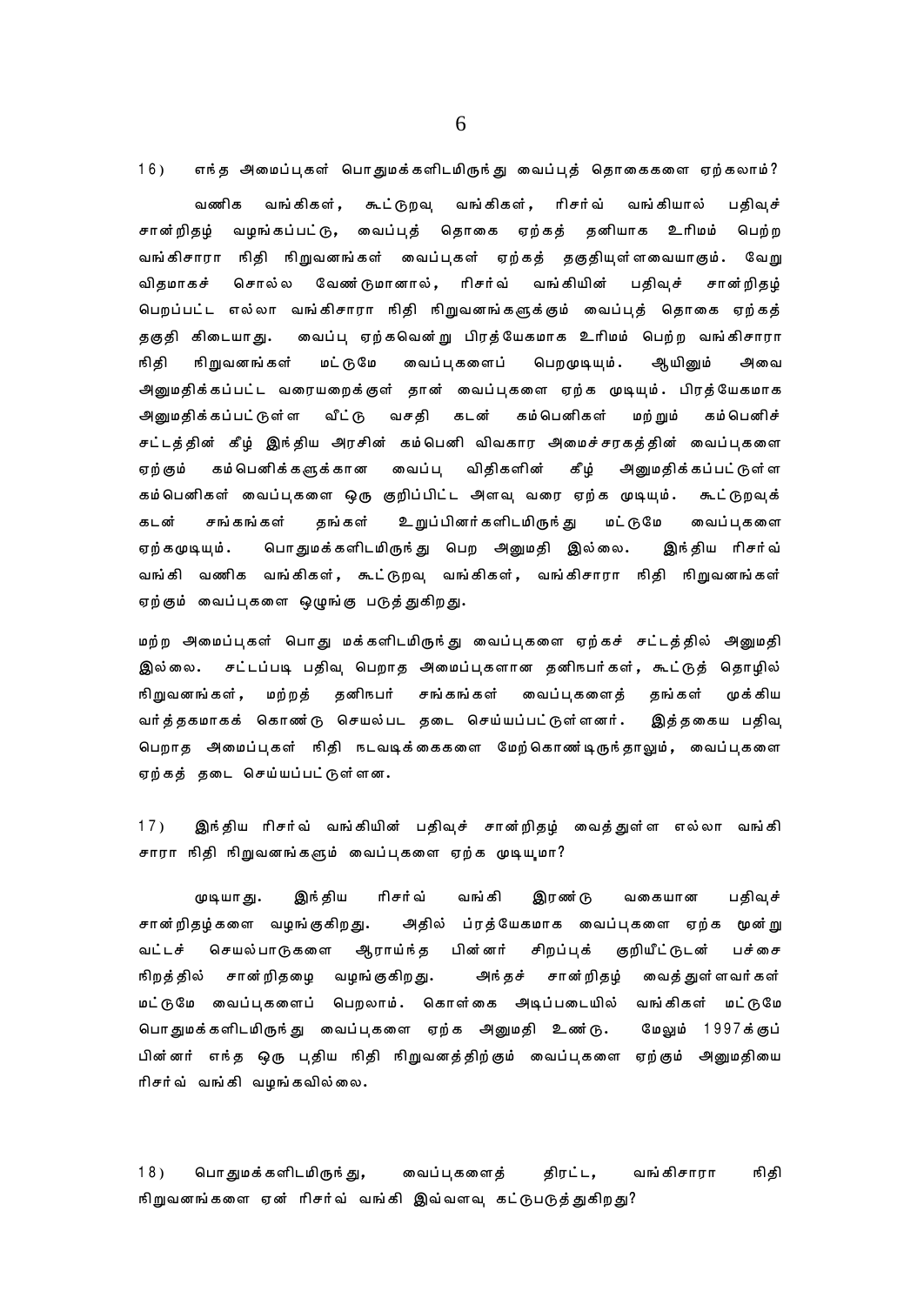16) எந்த அமைப்புகள் பொதுமக்களிடமிருந்து வைப்புத் தொகைகளை ஏற்கலாம்?

வணிக வங்கிகள், கூட்டுறவு வங்கிகள், ரிசர்வ் வங்கியால் பதிவுச் சான்றிதழ் வழங்கப்பட்டு, வைப்புத் தொகை ஏற்கத் தனியாக உரிமம் பெற்ற வங்கிசாரா நிதி நிறுவனங்கள் வைப்புகள் ஏற்கத் தகுதியுள்ளவையாகும். வேறு விதமாகச் சொல்ல வேண்டுமானால், ரிசர்வ் வங்கியின் பதிவுச் சான்றிதழ் பெறப்பட்ட எல்லா வங்கிசாரா நிதி நிறுவனங்களுக்கும் வைப்புத் தொகை ஏற்கத் தகுதி கிடையாது. வைப்பு ஏற்கவென்று பிரத்யேகமாக உரிமம் பெற்ற வங்கிசாரா நிதி நிறுவனங்கள் மட்டுமே வைப்புகளைப் பெறமுடியும். ஆயினும் அவை அனுமதிக்கப்பட்ட வரையறைக்குள் தான் வைப்புகளை ஏற்க முடியும். பிரத்யேகமாக அனுமதிக்கப்பட்டுள்ள வீட்டு வசதி கடன் கம்பெனிகள் மற்றும் கம்பெனிச் சட்டத்தின் கீழ் இந்திய அரசின் கம்பெனி விவகார அமைச்சரகத்தின் வைப்புகளை ஏற்கும் கம்பெனிகளுக்கான வைப்பு விதிகளின் கீழ் அனுமதிக்கப்பட்டுள்ள கம்பெனிகள் வைப்புகளை ஒரு குறிப்பிட்ட அளவு வரை ஏற்க முடியும். கூட்டுறவுக் கடன் சங்கங்கள் தங்கள் உறுப்பினர்களிடமிருந்து மட்டுமே வைப்புகளை ஏற்கமுடியும். பொதுமக்களிடமிருந்து பெற அனுமதி இல்லை. இந்திய ரிசர்வ் வங்கி வணிக வங்கிகள், கூட்டுறவு வங்கிகள், வங்கிசாரா நிதி நிறுவனங்கள் ஏற்கும் வைப்புகளை ஒழுங்கு படுத்துகிறது.

மற்ற அமைப்புகள் பொது மக்களிடமிருந்து வைப்புகளை ஏற்கச் சட்டத்தில் அனுமதி இல்லை. சட்டப்படி பதிவு பெறாத அமைப்புகளான தனிநபர்கள், கூட்டுத் தொழில் நிறுவனங்கள், மற்றத் தனிநபர் சங்கங்கள் வைப்புகளைத் தங்கள் முக்கிய வர்த்தகமாகக் கொண்டு செயல்பட தடை செய்யப்பட்டுள்ளனர். இத்தகைய பதிவு பெறாத அமைப்புகள் நிதி நடவடிக்கைகளை மேற்கொண்டிருந்தாலும், வைப்புகளை ஏற்கத் தடை செய்யப்பட்டுள்ளன.

17) இந்திய ரிசர்வ் வங்கியின் பதிவுச் சான்றிதழ் வைத்துள்ள எல்லா வங்கி சாரா நிதி நிறுவனங்களும் வைப்புகளை ஏற்க முடியுமா?

முடியாது. இந்திய ரிசர்வ் வங்கி இரண்டு வகையான பதிவுச் சான்றிதழ்களை வழங்குகிறது. அதில் ப்ரத்யேகமாக வைப்புகளை ஏற்க மூன்று வட்டச் செயல்பாடுகளை ஆராய்ந்த பின்னர் சிறப்புக் குறியீட்டுடன் பச்சை நிறத்தில் சான்றிதழை வழங்குகிறது. அந்தச் சான்றிதழ் வைத்துள்ளவர்கள் மட்டுமே வைப்புகளைப் பெறலாம். கொள்கை அடிப்படையில் வங்கிகள் மட்டுமே பொதுமக்களிடமிருந்து வைப்புகளை ஏற்க அனுமதி உண்டு. மேலும் 1997க்குப் பின்னர் எந்த ஒரு புதிய நிதி நிறுவனத்திற்கும் வைப்புகளை ஏற்கும் அனுமதியை ரிசர்வ் வங்கி வழங்கவில்லை.

18) பொதுமக்களிடமிருந்து, வைப்புகளைத் திரட்ட, வங்கிசாரா நிதி நிறுவனங்களை ஏன் ரிசர்வ் வங்கி இவ்வளவு கட்டுபடுத்துகிறது?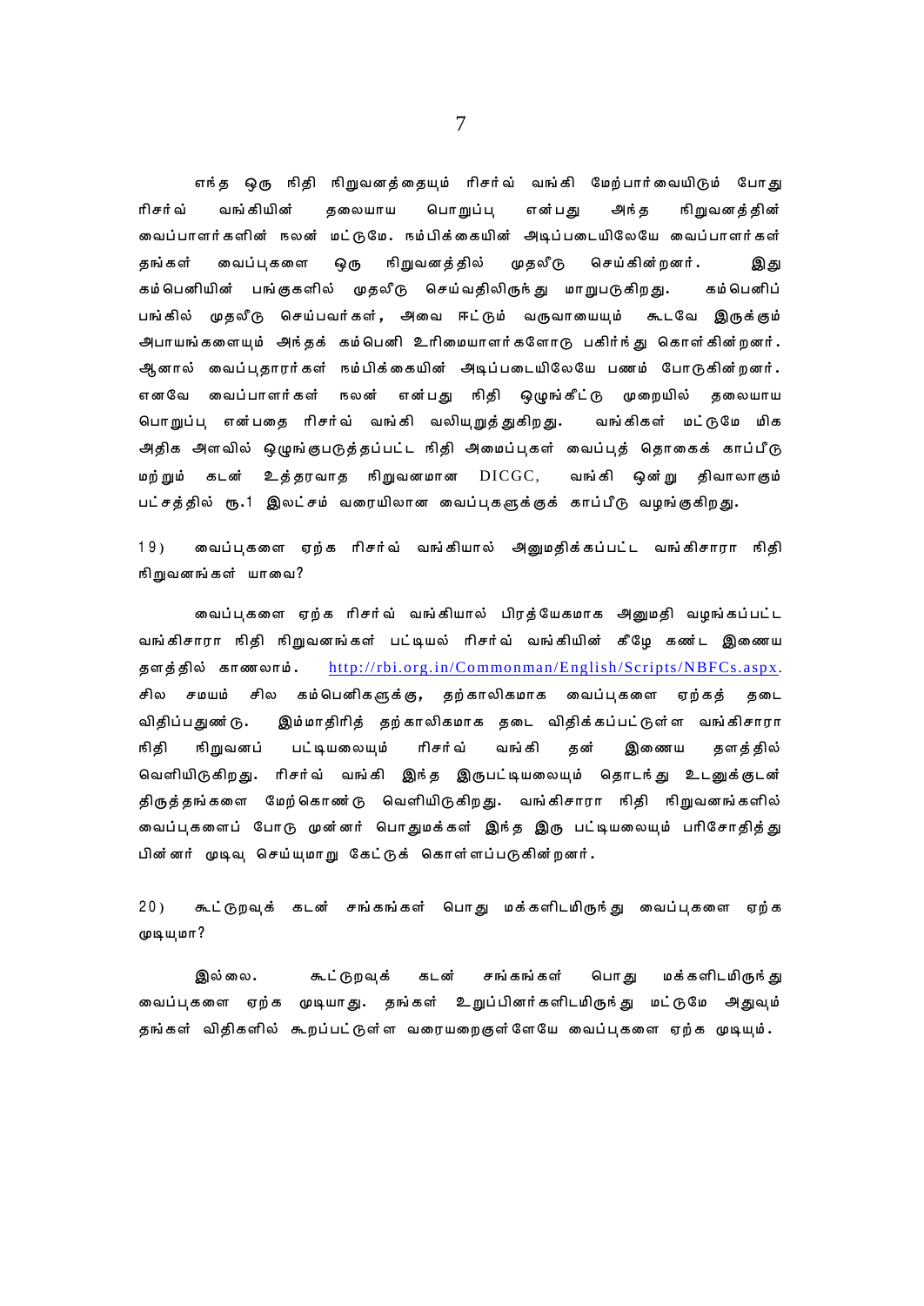எந்த ஒரு நிதி நிறுவனத்தையும் ரிசர்வ் வங்கி மேற்பார்வையிடும் போது ரிசர்வ் வங்கியின் தலையாய பொறுப்பு என்பது அந்த நிறுவனத்தின் வைப்பாளர்களின் நலன் மட்டுமே. நம்பிக்கையின் அடிப்படையிலேயே வைப்பாளர்கள் தங்கள் வைப்புகளை ஒரு நிறுவனத்தில் முதலீடு செய்கின்றனர். இது கம்பெனியின் பங்குகளில் முதலீடு செய்வதிலிருந்து மாறுபடுகிறது. கம்பெனிப் பங்கில் முதலீடு செய்பவர்கள், அவை ஈட்டும் வருவாயையும் கூடவே இருக்கும் அபாயங்களையும் அந்தக் கம்பெனி உரிமையாளர்களோடு பகிர்ந்து கொள்கின்றனர். ஆனால் வைப்புதாரர்கள் நம்பிக்கையின் அடிப்படையிலேயே பணம் போடுகின்றனர். எனவே வைப்பாளர்கள் நலன் என்பது நிதி ஒழுங்கீட்டு முறையில் தலையாய பொறுப்பு என்பதை ரிசர்வ் வங்கி வலியுறுத்துகிறது. வங்கிகள் மட்டுமே மிக அதிக அளவில் ஒழுங்குபடுத்தப்பட்ட நிதி அமைப்புகள் வைப்புத் தொகைக் காப்பீடு மற்றும் கடன் உத்தரவாத நிறுவனமான DICGC, வங்கி ஒன்று திவாலாகும் பட்சத்தில் ரூ.1 இலட்சம் வரையிலான வைப்புகளுக்குக் காப்பீடு வழங்குகிறது.

19) வைப்புகளை ஏற்க ரிசர்வ் வங்கியால் அனுமதிக்கப்பட்ட வங்கிசாரா நிதி நிறுவனங்கள் யாவை?

வைப்புகளை ஏற்க ரிசர்வ் வங்கியால் பிரத்யேகமாக அனுமதி வழங்கப்பட்ட வங்கிசாரா நிதி நிறுவனங்கள் பட்டியல் ரிசர்வ் வங்கியின் கீழே கண்ட இணைய தளத்தில் காணலாம். http://rbi.org.in/Commonman/English/Scripts/NBFCs.aspx. சில சமயம் சில கம்பெனிகளுக்கு, தற்காலிகமாக வைப்புகளை ஏற்கத் தடை விதிப்பதுண்டு. இம்மாதிரித் தற்காலிகமாக தடை விதிக்கப்பட்டுள்ள வங்கிசாரா நிதி நிறுவனப் பட்டியலையும் ரிசர்வ் வங்கி தன் இணைய தளத்தில் வெளியிடுகிறது. ரிசர்வ் வங்கி இந்த இருபட்டியலையும் தொடர்ந்து உடனுக்குடன் திருத்தங்களை மேற்கொண்டு வெளியிடுகிறது. வங்கிசாரா நிதி நிறுவனங்களில் வைப்புகளைப் போடு முன்னர் பொதுமக்கள் இந்த இரு பட்டியலையும் பரிசோதித்து பின்னர் முடிவு செய்யுமாறு கேட்டுக் கொள்ளப்படுகின்றனர்.

20) கூட்டுறவுக் கடன் சங்கங்கள் பொது மக்களிடமிருந்து வைப்புகளை ஏற்க முடியுமா?

இல்லை. கூட்டுறவுக் கடன் சங்கங்கள் பொது மக்களிடமிருந்து வைப்புகளை ஏற்க முடியாது. தங்கள் உறுப்பினர்களிடமிருந்து மட்டுமே அதுவும் தங்கள் விதிகளில் கூறப்பட்டுள்ள வரையறைக்குள்ளேயே வைப்புகளை ஏற்க முடியும்.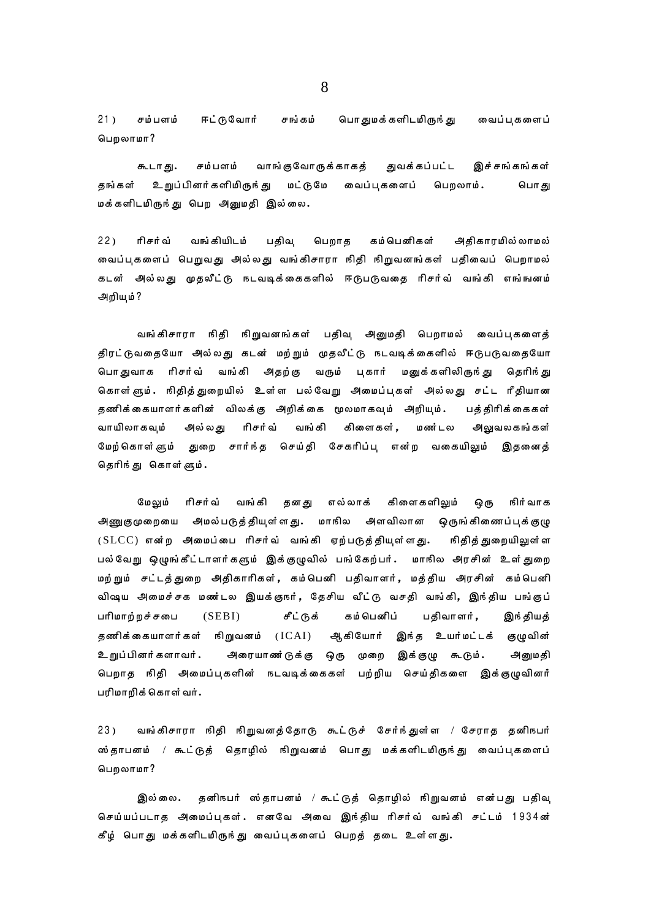21) சம்பளம் ஈட்டுவோர் சங்கம் பொதுமக்களிடமிருந்து வைப்புகளைப் பெறலாமா?

கூடாது. சம்பளம் வாங்குவோருக்காகத் துவக்கப்பட்ட இச்சங்கங்கள் தங்கள் உறுப்பினர்களிமிருந்து மட்டுமே வைப்புகளைப் பெறலாம். பொது மக்களிடமிருந்து பெற அனுமதி இல்லை.

22) ரிசர்வ் வங்கியிடம் பதிவு பெறாத கம்பெனிகள் அதிகாரமில்லாமல் வைப்புகளைப் பெறுவது அல்லது வங்கிசாரா நிதி நிறுவனங்கள் பதிவைப் பெறாமல் கடன் அல்லது முதலீட்டு நடவடிக்கைகளில் ஈடுபடுவதை ரிசர்வ் வங்கி எங்ஙனம் அறியும்?

வங்கிசாரா நிதி நிறுவனங்கள் பதிவு அனுமதி பெறாமல் வைப்புகளைத் திரட்டுவதையோ அல்லது கடன் மற்றும் முதலீட்டு நடவடிக்கைகளில் ஈடுபடுவதையோ பொதுவாக ரிசர்வ் வங்கி அதற்கு வரும் புகார் மனுக்களிலிருந்து தெரிந்து கொள்ளும். நிதித்துறையில் உள்ள பல்வேறு அமைப்புகள் அல்லது சட்ட ரீதியான தணிக்கையாளர்களின் விலக்கு அறிக்கை மூலமாகவும் அறியும். பத்திரிக்கைகள் வாயிலாகவும் அல்லது ரிசர்வ் வங்கி கிளைகள், மண்டல அலுவலகங்கள் மேற்கொள்ளும் துறை சார்ந்த செய்தி சேகரிப்பு என்ற வகையிலும் இதனைத் தெரிந்து கொள்ளும்.

மேலும் ரிசர்வ் வங்கி தனது எல்லாக் கிளைகளிலும் ஒரு நிர்வாக அணுகுமுறையை அமல்படுத்தியுள்ளது. மாநில அளவிலான ஒருங்கிணைப்புக்குழு (SLCC) என்ற அமைப்பை ரிசர்வ் வங்கி ஏற்படுத்தியுள்ளது. நிதித்துறையிலுள்ள பல்வேறு ஒழுங்கீட்டாளர்களும் இக்குழுவில் பங்கேற்பர். மாநில அரசின் உள்துறை மற்றும் சட்டத்துறை அதிகாரிகள், கம்பெனி பதிவாளர், மத்திய அரசின் கம்பெனி விஷய அமைச்சக மண்டல இயக்குநர், தேசிய வீட்டு வசதி வங்கி, இந்திய பங்குப் பரிமாற்றச்சபை (SEBI) சீட்டுக் கம்பெனிப் பதிவாளர், இந்தியத் தணிக்கையாளர்கள் நிறுவனம் (ICAI) ஆகியோர் இந்த உயர்மட்டக் குழுவின் உறுப்பினர்களாவர். அரையாண்டுக்கு ஒரு முறை இக்குழு கூடும். அனுமதி பெறாத நிதி அமைப்புகளின் நடவடிக்கைகள் பற்றிய செய்திகளை இக்குழுவினர் பரிமாறிக்கொள்வர்.

23) வங்கிசாரா நிதி நிறுவனத்தோடு கூட்டுச் சேர்ந்துள்ள / சேராத தனிநபர் ஸ்தாபனம் / கூட்டுத் தொழில் நிறுவனம் பொது மக்களிடமிருந்து வைப்புகளைப் பெறலாமா?

இல்லை. தனிநபர் ஸ்தாபனம் / கூட்டுத் தொழில் நிறுவனம் என்பது பதிவு செய்யப்படாத அமைப்புகள். எனவே அவை இந்திய ரிசர்வ் வங்கி சட்டம் 1934ன் கீழ் பொது மக்களிடமிருந்து வைப்புகளைப் பெறத் தடை உள்ளது.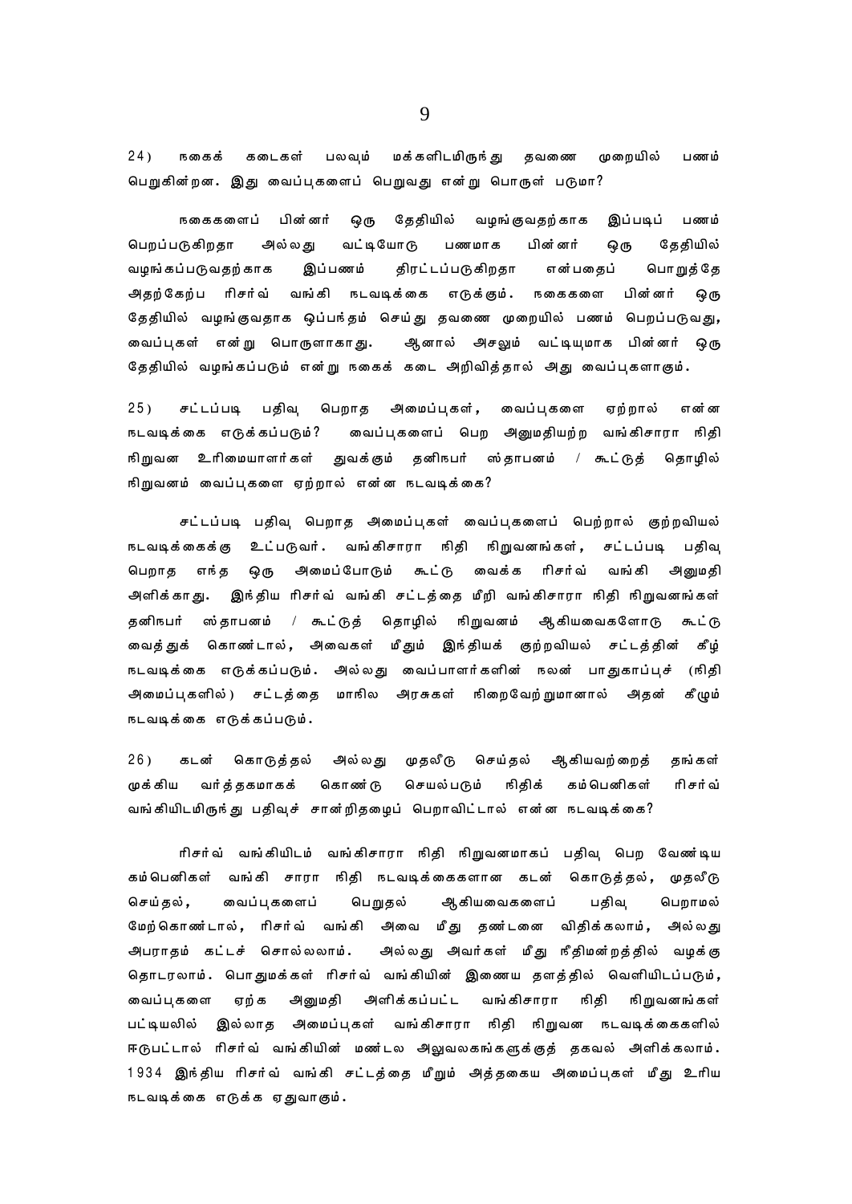24) நகைக் கடைகள் பலவும் மக்களிடமிருந்து தவணை முறையில் பணம் பெறுகின்றன. இது வைப்புகளைப் பெறுவது என்று பொருள் படுமா?

நகைகளைப் பின்னர் ஒரு தேதியில் வழங்குவதற்காக இப்படிப் பணம் பெறப்படுகிறதா அல்லது வட்டியோடு பணமாக பின்னர் ஒரு தேதியில் வழங்கப்படுவதற்காக இப்பணம் திரட்டப்படுகிறதா என்பதைப் பொறுத்தே அதற்கேற்ப ரிசர்வ் வங்கி நடவடிக்கை எடுக்கும். நகைகளை பின்னர் ஒரு தேதியில் வழங்குவதாக ஒப்பந்தம் செய்து தவணை முறையில் பணம் பெறப்படுவது, வைப்புகள் என்று பொருளாகாது. ஆனால் அசலும் வட்டியுமாக பின்னர் ஒரு தேதியில் வழங்கப்படும் என்று நகைக் கடை அறிவித்தால் அது வைப்புகளாகும்.

25) சட்டப்படி பதிவு பெறாத அமைப்புகள், வைப்புகளை ஏற்றால் என்ன நடவடிக்கை எடுக்கப்படும்? வைப்புகளைப் பெற அனுமதியற்ற வங்கிசாரா நிதி நிறுவன உரிமையாளர்கள் துவக்கும் தனிநபர் ஸ்தாபனம் / கூட்டுத் தொழில் நிறுவனம் வைப்புகளை ஏற்றால் என்ன நடவடிக்கை?

சட்டப்படி பதிவு பெறாத அமைப்புகள் வைப்புகளைப் பெற்றால் குற்றவியல் நடவடிக்கைக்கு உட்படுவர். வங்கிசாரா நிதி நிறுவனங்கள், சட்டப்படி பதிவு பெறாத எந்த ஒரு அமைப்போடும் கூட்டு வைக்க ரிசர்வ் வங்கி அனுமதி அளிக்காது. இந்திய ரிசர்வ் வங்கி சட்டத்தை மீறி வங்கிசாரா நிதி நிறுவனங்கள் தனிநபர் ஸ்தாபனம் / கூட்டுத் தொழில் நிறுவனம் ஆகியவைகளோடு கூட்டு வைத்துக் கொண்டால், அவைகள் மீதும் இந்தியக் குற்றவியல் சட்டத்தின் கீழ் நடவடிக்கை எடுக்கப்படும். அல்லது வைப்பாளர்களின் நலன் பாதுகாப்புச் (நிதி அமைப்புகளில்) சட்டத்தை மாநில அரசுகள் நிறைவேற்றுமானால் அதன் கீழும் நடவடிக்கை எடுக்கப்படும்.

26) கடன் கொடுத்தல் அல்லது முதலீடு செய்தல் ஆகியவற்றைத் தங்கள் முக்கிய வர்த்தகமாகக் கொண்டு செயல்படும் நிதிக் கம்பெனிகள் ரிசர்வ் வங்கியிடமிருந்து பதிவுச் சான்றிதழைப் பெறாவிட்டால் என்ன நடவடிக்கை?

ரிசர்வ் வங்கியிடம் வங்கிசாரா நிதி நிறுவனமாகப் பதிவு பெற வேண்டிய கம்பெனிகள் வங்கி சாரா நிதி நடவடிக்கைகளான கடன் கொடுத்தல், முதலீடு செய்தல், வைப்புகளைப் பெறுதல் ஆகியவைகளைப் பதிவு பெறாமல் மேற்கொண்டால், ரிசர்வ் வங்கி அவை மீது தண்டனை விதிக்கலாம், அல்லது அபராதம் கட்டச் சொல்லலாம். அல்லது அவர்கள் மீது நீதிமன்றத்தில் வழக்கு தொடரலாம். பொதுமக்கள் ரிசர்வ் வங்கியின் இணைய தளத்தில் வெளியிடப்படும், வைப்புகளை ஏற்க அனுமதி அளிக்கப்பட்ட வங்கிசாரா நிதி நிறுவனங்கள் பட்டியலில் இல்லாத அமைப்புகள் வங்கிசாரா நிதி நிறுவன நடவடிக்கைகளில் ஈடுபட்டால் ரிசர்வ் வங்கியின் மண்டல அலுவலகங்களுக்குத் தகவல் அளிக்கலாம். 1934 இந்திய ரிசர்வ் வங்கி சட்டத்தை மீறும் அத்தகைய அமைப்புகள் மீது உரிய நடவடிக்கை எடுக்க ஏதுவாகும்.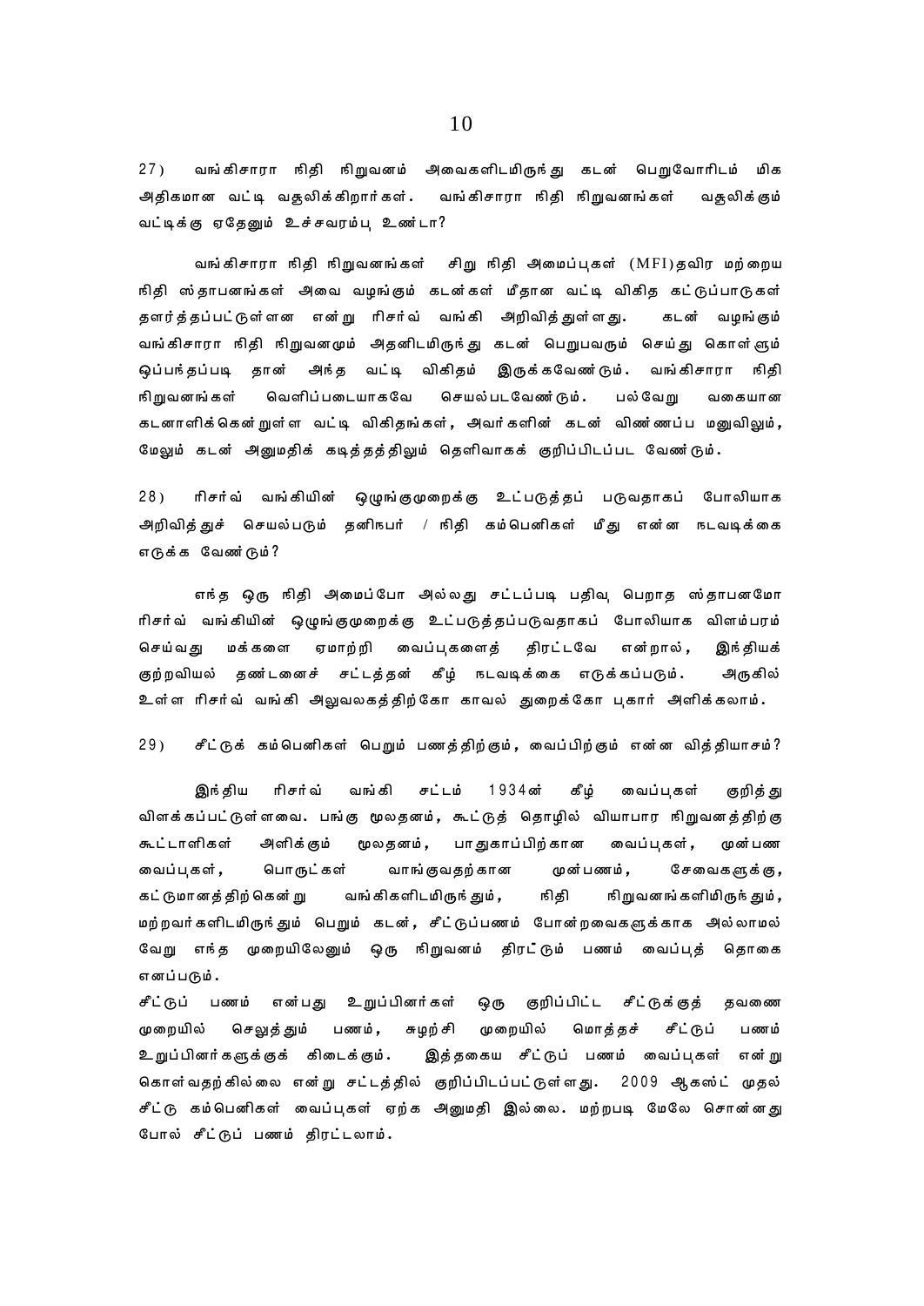27) வங்கிசாரா நிதி நிறுவனம் அவைகளிடமிருந்து கடன் பெறுவோரிடம் மிக அதிகமான வட்டி வசூலிக்கிறார்கள். வங்கிசாரா நிதி நிறுவனங்கள் வசூலிக்கும் வட்டிக்கு ஏதேனும் உச்சவரம்பு உண்டா?

வங்கிசாரா நிதி நிறுவனங்கள் சிறு நிதி அமைப்புகள் (MFI)தவிர மற்றைய நிதி ஸ்தாபனங்கள் அவை வழங்கும் கடன்கள் மீதான வட்டி விகித கட்டுப்பாடுகள் தளர்த்தப்பட்டுள்ளன என்று ரிசர்வ் வங்கி அறிவித்துள்ளது. கடன் வழங்கும் வங்கிசாரா நிதி நிறுவனமும் அதனிடமிருந்து கடன் பெறுபவரும் செய்து கொள்ளும் ஒப்பந்தப்படி தான் அந்த வட்டி விகிதம் இருக்கவேண்டும். வங்கிசாரா நிதி நிறுவனங்கள் வெளிப்படையாகவே செயல்படவேண்டும். பல்வேறு வகையான கடனாளிக்கென்றுள்ள வட்டி விகிதங்கள், அவர்களின் கடன் விண்ணப்ப மனுவிலும், மேலும் கடன் அனுமதிக் கடிதத்திலும் தெளிவாகக் குறிப்பிடப்பட வேண்டும்.

28) ரிசர்வ் வங்கியின் ஒழுங்குமுறைக்கு உட்படுத்தப் படுவதாகப் போலியாக அறிவித்துச் செயல்படும் தனிநபர் / நிதி கம்பெனிகள் மீது என்ன நடவடிக்கை எடுக்க வேண்டும்?

எந்த ஒரு நிதி அமைப்போ அல்லது சட்டப்படி பதிவு பெறாத ஸ்தாபனமோ ரிசர்வ் வங்கியின் ஒழுங்குமுறைக்கு உட்படுத்தப்படுவதாகப் போலியாக விளம்பரம் செய்வது மக்களை ஏமாற்றி வைப்புகளைத் திரட்டவே என்றால், இந்தியக் குற்றவியல் தண்டனைச் சட்டத்தின் கீழ் நடவடிக்கை எடுக்கப்படும். அருகில் உள்ள ரிசர்வ் வங்கி அலுவலகத்திற்கோ காவல் துறைக்கோ புகார் அளிக்கலாம்.

29) சீட்டுக் கம்பெனிகள் பெறும் பணத்திற்கும், வைப்பிற்கும் என்ன வித்தியாசம்?

இந்திய ரிசர்வ் வங்கி சட்டம் 1934ன் கீழ் வைப்புகள் குறித்து விளக்கப்பட்டுள்ளவை. பங்கு மூலதனம், கூட்டுத் தொழில் வியாபார நிறுவனத்திற்கு கூட்டாளிகள் அளிக்கும் மூலதனம், பாதுகாப்பிற்கான வைப்புகள், முன்பண வைப்புகள், பொருட்கள் வாங்குவதற்கான முன்பணம், சேவைகளுக்கு, கட்டுமானத்திற்கென்று வங்கிகளிடமிருந்தும், நிதி நிறுவனங்களிமிருந்தும், மற்றவர்களிடமிருந்தும் பெறும் கடன், சீட்டுப்பணம் போன்றவைகளுக்காக அல்லாமல் வேறு எந்த முறையிலேனும் ஒரு நிறுவனம் திரட்டும் பணம் வைப்புத் தொகை எனப்படும்.

சீட்டுப் பணம் என்பது உறுப்பினர்கள் ஒரு குறிப்பிட்ட சீட்டுக்குத் தவணை முறையில் செலுத்தும் பணம், சுழற்சி முறையில் மொத்தச் சீட்டுப் பணம் உறுப்பினர்களுக்குக் கிடைக்கும். இத்தகைய சீட்டுப் பணம் வைப்புகள் என்று கொள்வதற்கில்லை என்று சட்டத்தில் குறிப்பிடப்பட்டுள்ளது. 2009 ஆகஸ்ட் முதல் சீட்டு கம்பெனிகள் வைப்புகள் ஏற்க அனுமதி இல்லை. மற்றபடி மேலே சொன்னது போல் சீட்டுப் பணம் திரட்டலாம்.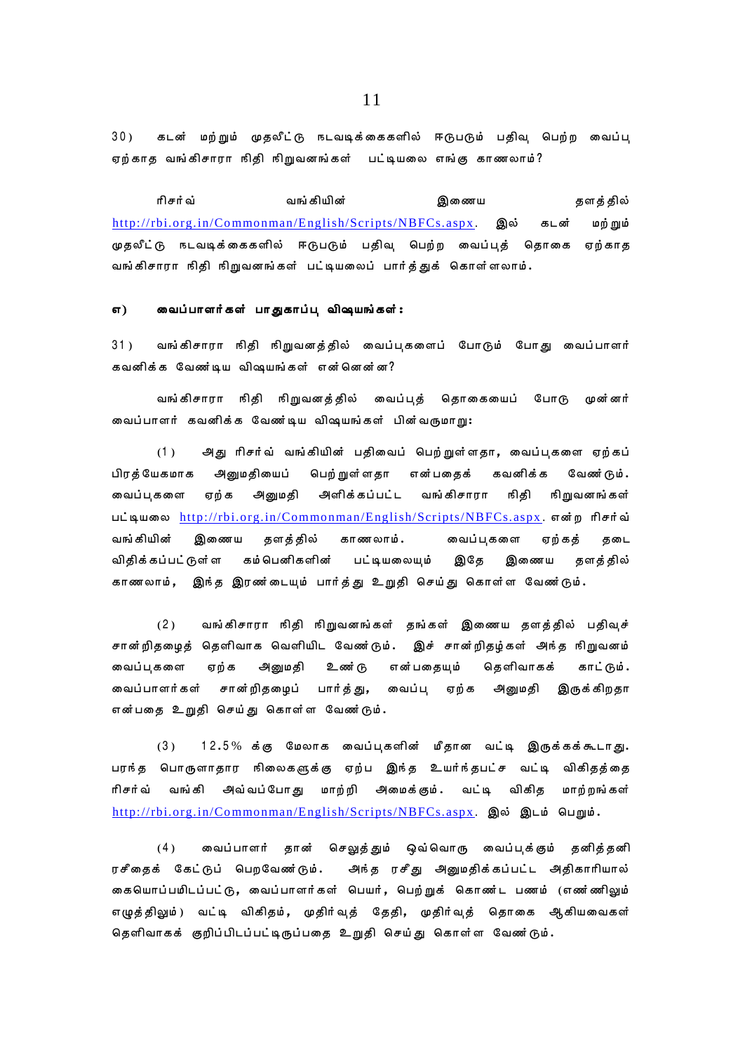30) கடன் மற்றும் முதலீட்டு நடவடிக்கைகளில் ஈடுபடும் பதிவு பெற்ற வைப்பு ஏற்காத வங்கிசாரா நிதி நிறுவனங்கள் பட்டியலை எங்கு காணலாம்?

ரிசர்வ் வங்கியின் இணைய தளத்தில் http://rbi.org.in/Commonman/English/Scripts/NBFCs.aspx. இல் கடன் மற்றும் முதலீட்டு நடவடிக்கைகளில் ஈடுபடும் பதிவு பெற்ற வைப்புத் தொகை ஏற்காத வங்கிசாரா நிதி நிறுவனங்கள் பட்டியலைப் பார்த்துக் கொள்ளலாம்.

### எ) வைப்பாளர்கள் பாதுகாப்பு விஷயங்கள்:

31) வங்கிசாரா நிதி நிறுவனத்தில் வைப்புகளைப் போடும் போது வைப்பாளர் கவனிக்க வேண்டிய விஷயங்கள் என்னென்ன?

வங்கிசாரா நிதி நிறுவனத்தில் வைப்புத் தொகையைப் போடு முன்னர் வைப்பாளர் கவனிக்க வேண்டிய விஷயங்கள் பின்வருமாறு:

(1) அது ரிசர்வ் வங்கியின் பதிவைப் பெற்றுள்ளதா, வைப்புகளை ஏற்கப் பிரத்யேகமாக அனுமதியைப் பெற்றுள்ளதா என்பதைக் கவனிக்க வேண்டும். வைப்புகளை ஏற்க அனுமதி அளிக்கப்பட்ட வங்கிசாரா நிதி நிறுவனங்கள் பட்டியலை http://rbi.org.in/Commonman/English/Scripts/NBFCs.aspx. என்ற ரிசர்வ் வங்கியின் இணைய தளத்தில் காணலாம். வைப்புகளை ஏற்கத் தடை விதிக்கப்பட்டுள்ள கம்பெனிகளின் பட்டியலையும் இதே இணைய தளத்தில் காணலாம், இந்த இரண்டையும் பார்த்து உறுதி செய்து கொள்ள வேண்டும்.

(2) வங்கிசாரா நிதி நிறுவனங்கள் தங்கள் இணைய தளத்தில் பதிவுச் சான்றிதழைத் தெளிவாக வெளியிட வேண்டும். இச் சான்றிதழ்கள் அந்த நிறுவனம் வைப்புகளை ஏற்க அனுமதி உண்டு என்பதையும் தெளிவாகக் காட்டும். வைப்பாளர்கள் சான்றிதழைப் பார்த்து, வைப்பு ஏற்க அனுமதி இருக்கிறதா என்பதை உறுதி செய்து கொள்ள வேண்டும்.

(3) 12.5% க்கு மேலாக வைப்புகளின் மீதான வட்டி இருக்கக்கூடாது. பரந்த பொருளாதார நிலைகளுக்கு ஏற்ப இந்த உயர்ந்தபட்ச வட்டி விகிதத்தை ரிசர்வ் வங்கி அவ்வப்போது மாற்றி அமைக்கும். வட்டி விகித மாற்றங்கள் http://rbi.org.in/Commonman/English/Scripts/NBFCs.aspx. இல் இடம் பெறும்.

(4) வைப்பாளர் தான் செலுத்தும் ஒவ்வொரு வைப்புக்கும் தனித்தனி ரசீதைக் கேட்டுப் பெறவேண்டும். அந்த ரசீது அனுமதிக்கப்பட்ட அதிகாரியால் கையொப்பமிடப்பட்டு, வைப்பாளர்கள் பெயர், பெற்றுக் கொண்ட பணம் (எண்ணிலும் எழுத்திலும்) வட்டி விகிதம், முதிர்வுத் தேதி, முதிர்வுத் தொகை ஆகியவைகள் தெளிவாகக் குறிப்பிடப்பட்டிருப்பதை உறுதி செய்து கொள்ள வேண்டும்.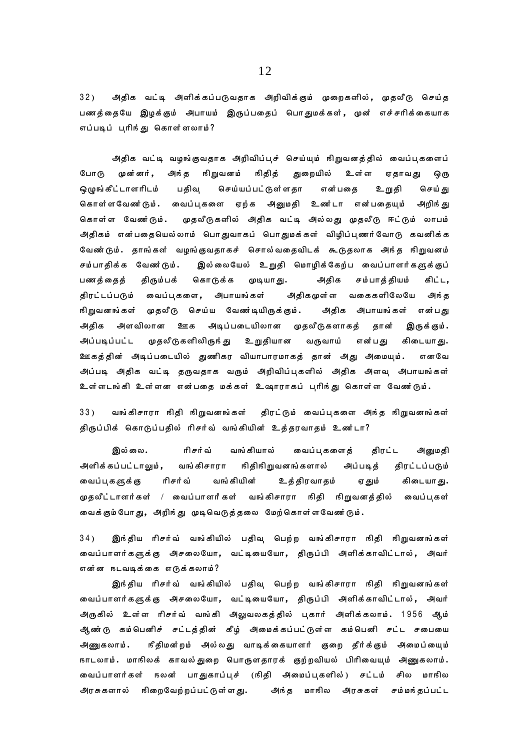32) அதிக வட்டி அளிக்கப்படுவதாக அறிவிக்கும் முறைகளில், முதலீடு செய்த பணத்தையே இழக்கும் அபாயம் இருப்பதைப் பொதுமக்கள், முன் எச்சரிக்கையாக எப்படிப் புரிந்து கொள்ளலாம்?

அதிக வட்டி வழங்குவதாக அறிவிப்புச் செய்யும் நிறுவனத்தில் வைப்புகளைப் போடு முன்னர், அந்த நிறுவனம் நிதித் துறையில் உள்ள ஏதாவது ஒரு ஒழுங்கீட்டாளரிடம் பதிவு செய்யப்பட்டுள்ளதா என்பதை உறுதி செய்து கொள்ளவேண்டும். வைப்புகளை ஏற்க அனுமதி உண்டா என்பதையும் அறிந்து கொள்ள வேண்டும். முதலீடுகளில் அதிக வட்டி அல்லது முதலீடு ஈட்டும் லாபம் அதிகம் என்பதையெல்லாம் பொதுவாகப் பொதுமக்கள் விழிப்புணர்வோடு கவனிக்க வேண்டும். தாங்கள் வழங்குவதாகச் சொல்வதைவிடக் கூடுதலாக அந்த நிறுவனம் சம்பாதிக்க வேண்டும். இல்லையேல் உறுதி மொழிக்கேற்ப வைப்பாளர்களுக்குப் பணத்தைத் திரும்பக் கொடுக்க முடியாது. அதிக சம்பாத்தியம் கிட்ட, திரட்டப்படும் வைப்புகளை, அபாயங்கள் அதிகமுள்ள வகைகளிலேயே அந்த நிறுவனங்கள் முதலீடு செய்ய வேண்டியிருக்கும். அதிக அபாயங்கள் என்பது அதிக அளவிலான ஊக அடிப்படையிலான முதலீடுகளாகத் தான் இருக்கும். அப்படிப்பட்ட முதலீடுகளிலிருந்து உறுதியான வருவாய் என்பது கிடையாது. ஊகத்தின் அடிப்படையில் துணிகர வியாபாரமாகத் தான் அது அமையும். எனவே அப்படி அதிக வட்டி தருவதாக வரும் அறிவிப்புகளில் அதிக அளவு அபாயங்கள் உள்ளடங்கி உள்ளன என்பதை மக்கள் உஷாராகப் புரிந்து கொள்ள வேண்டும்.

33) வங்கிசாரா நிதி நிறுவனங்கள் திரட்டும் வைப்புகளை அந்த நிறுவனங்கள் திருப்பிக் கொடுப்பதில் ரிசர்வ் வங்கியின் உத்தரவாதம் உண்டா?

இல்லை. ரிசர்வ் வங்கியால் வைப்புகளைத் திரட்ட அனுமதி அளிக்கப்பட்டாலும், வங்கிசாரா நிதிநிறுவனங்களால் அப்படித் திரட்டப்படும் வைப்புகளுக்கு ரிசர்வ் வங்கியின் உத்திரவாதம் ஏதும் கிடையாது. முதலீட்டாளர்கள் / வைப்பாளர்கள் வங்கிசாரா நிதி நிறுவனத்தில் வைப்புகள் வைக்கும்போது, அறிந்து முடிவெடுத்தலை மேற்கொள்ளவேண்டும்.

34) இந்திய ரிசர்வ் வங்கியில் பதிவு பெற்ற வங்கிசாரா நிதி நிறுவனங்கள் வைப்பாளர்களுக்கு அசலையோ, வட்டியையோ, திருப்பி அளிக்காவிட்டால், அவர் என்ன நடவடிக்கை எடுக்கலாம்?

இந்திய ரிசர்வ் வங்கியில் பதிவு பெற்ற வங்கிசாரா நிதி நிறுவனங்கள் வைப்பாளர்களுக்கு அசலையோ, வட்டியையோ, திருப்பி அளிக்காவிட்டால், அவர் அருகில் உள்ள ரிசர்வ் வங்கி அலுவலகத்தில் புகார் அளிக்கலாம். 1956 ஆம் ஆண்டு கம்பெனிச் சட்டத்தின் கீழ் அமைக்கப்பட்டுள்ள கம்பெனி சட்ட சபையை அணுகலாம். நீதிமன்றம் அல்லது வாடிக்கையாளர் குறை தீர்க்கும் அமைப்பையும் நாடலாம். மாநிலக் காவல்துறை பொருளதாரக் குற்றவியல் பிரிவையும் அணுகலாம். வைப்பாளர்கள் நலன் பாதுகாப்புச் (நிதி அமைப்புகளில்) சட்டம் சில மாநில அரசுகளால் நிறைவேற்றப்பட்டுள்ளது. அந்த மாநில அரசுகள் சம்மந்தப்பட்ட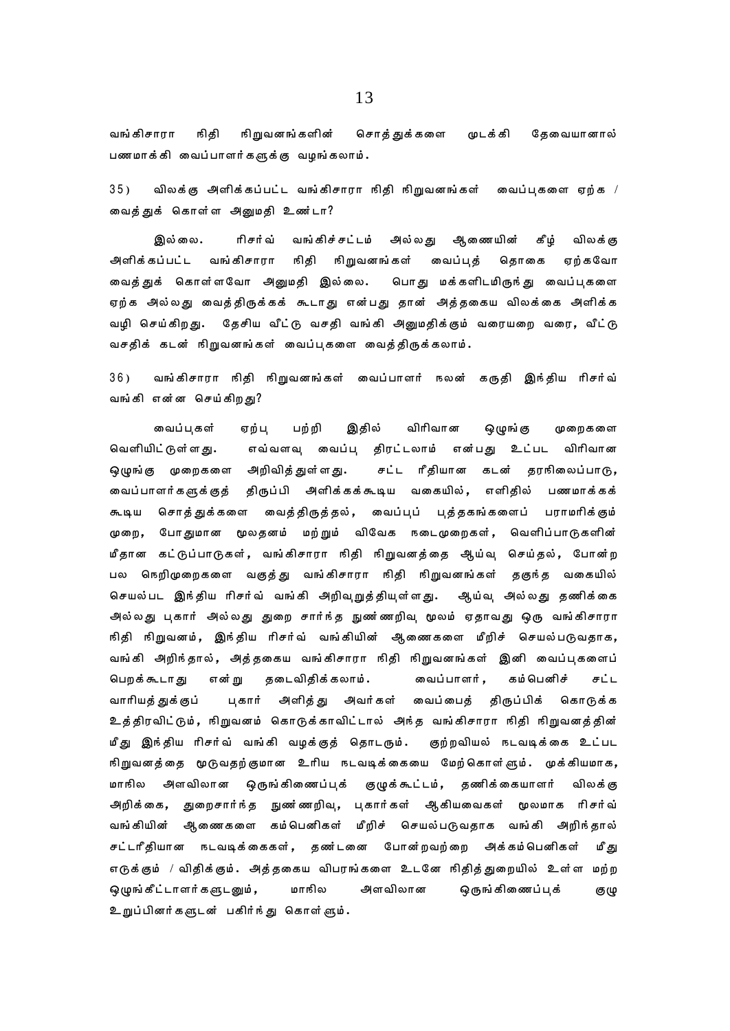வங்கிசாரா நிதி நிறுவனங்களின் சொத்துக்களை முடக்கி தேவையானால் பணமாக்கி வைப்பாளர்களுக்கு வழங்கலாம்.

35) விலக்கு அளிக்கப்பட்ட வங்கிசாரா நிதி நிறுவனங்கள் வைப்புகளை ஏற்க / வைத்துக் கொள்ள அனுமதி உண்டா?

இல்லை. ரிசர்வ் வங்கிச்சட்டம் அல்லது ஆணையின் கீழ் விலக்கு அளிக்கப்பட்ட வங்கிசாரா நிதி நிறுவனங்கள் வைப்புத் தொகை ஏற்கவோ வைத்துக் கொள்ளவோ அனுமதி இல்லை. பொது மக்களிடமிருந்து வைப்புகளை ஏற்க அல்லது வைத்திருக்கக் கூடாது என்பது தான் அத்தகைய விலக்கை அளிக்க வழி செய்கிறது. தேசிய வீட்டு வசதி வங்கி அனுமதிக்கும் வரையறை வரை, வீட்டு வசதிக் கடன் நிறுவனங்கள் வைப்புகளை வைத்திருக்கலாம்.

36) வங்கிசாரா நிதி நிறுவனங்கள் வைப்பாளர் நலன் கருதி இந்திய ரிசர்வ் வங்கி என்ன செய்கிறது?

வைப்புகள் ஏற்பு பற்றி இதில் விரிவான ஒழுங்கு முறைகளை வெளியிட்டுள்ளது. எவ்வளவு வைப்பு திரட்டலாம் என்பது உட்பட விரிவான ஒழுங்கு முறைகளை அறிவித்துள்ளது. சட்ட ரீதியான கடன் தரநிலைப்பாடு, வைப்பாளர்களுக்குத் திருப்பி அளிக்கக்கூடிய வகையில், எளிதில் பணமாக்கக் கூடிய சொத்துக்களை வைத்திருத்தல், வைப்புப் புத்தகங்களைப் பராமரிக்கும் முறை, போதுமான மூலதனம் மற்றும் விவேக நடைமுறைகள், வெளிப்பாடுகளின் மீதான கட்டுப்பாடுகள், வங்கிசாரா நிதி நிறுவனத்தை ஆய்வு செய்தல், போன்ற பல நெறிமுறைகளை வகுத்து வங்கிசாரா நிதி நிறுவனங்கள் தகுந்த வகையில் செயல்பட இந்திய ரிசர்வ் வங்கி அறிவுறுத்தியுள்ளது. ஆய்வு அல்லது தணிக்கை அல்லது புகார் அல்லது துறை சார்ந்த நுண்ணறிவு மூலம் ஏதாவது ஒரு வங்கிசாரா நிதி நிறுவனம், இந்திய ரிசர்வ் வங்கியின் ஆணைகளை மீறிச் செயல்படுவதாக, வங்கி அறிந்தால், அத்தகைய வங்கிசாரா நிதி நிறுவனங்கள் இனி வைப்புகளைப் பெறக்கூடாது என்று தடைவிதிக்கலாம். வைப்பாளர், கம்பெனிச் சட்ட வாரியத்துக்குப் புகார் அளித்து அவர்கள் வைப்பைத் திருப்பிக் கொடுக்க உத்திரவிட்டும், நிறுவனம் கொடுக்காவிட்டால் அந்த வங்கிசாரா நிதி நிறுவனத்தின் மீது இந்திய ரிசர்வ் வங்கி வழக்குத் தொடரும். குற்றவியல் நடவடிக்கை உட்பட நிறுவனத்தை மூடுவதற்குமான உரிய நடவடிக்கையை மேற்கொள்ளும். முக்கியமாக, மாநில அளவிலான ஒருங்கிணைப்புக் குழுக்கூட்டம், தணிக்கையாளர் விலக்கு அறிக்கை, துறைசார்ந்த நுண்ணறிவு, புகார்கள் ஆகியவைகள் மூலமாக ரிசர்வ் வங்கியின் ஆணைகளை கம்பெனிகள் மீறிச் செயல்படுவதாக வங்கி அறிந்தால் சட்டரீதியான நடவடிக்கைகள், தண்டனை போன்றவற்றை அக்கம்பெனிகள் மீது எடுக்கும் / விதிக்கும். அத்தகைய விபரங்களை உடனே நிதித்துறையில் உள்ள மற்ற ஒழுங்கீட்டாளர்களுடனும், மாநில அளவிலான ஒருங்கிணைப்புக் குழு உறுப்பினர்களுடன் பகிர்ந்து கொள்ளும்.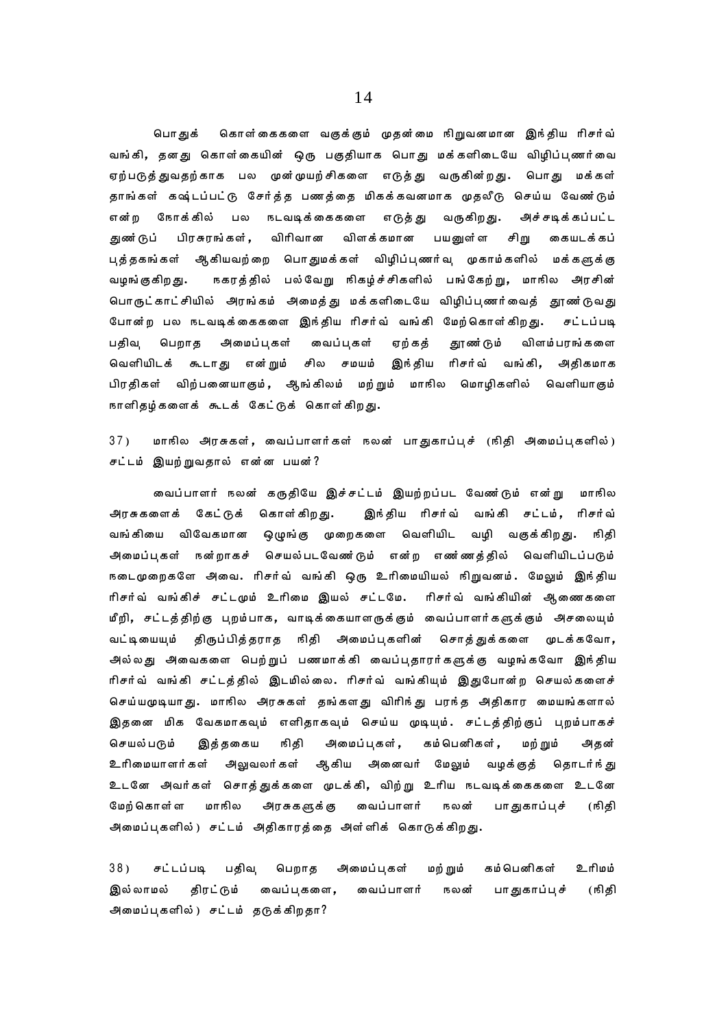பொதுக் கொள்கைகளை வகுக்கும் முதன்மை நிறுவனமான இந்திய ரிசர்வ் வங்கி, தனது கொள்கையின் ஒரு பகுதியாக பொது மக்களிடையே விழிப்புணர்வை ஏற்படுத்துவதற்காக பல முன்முயற்சிகளை எடுத்து வருகின்றது. பொது மக்கள் தாங்கள் கஷ்டப்பட்டு சேர்த்த பணத்தை மிகக்கவனமாக முதலீடு செய்ய வேண்டும் என்ற நோக்கில் பல நடவடிக்கைகளை எடுத்து வருகிறது. அச்சடிக்கப்பட்ட துண்டுப் பிரசுரங்கள், விரிவான விளக்கமான பயனுள்ள சிறு கையடக்கப் புத்தகங்கள் ஆகியவற்றை பொதுமக்கள் விழிப்புணர்வு முகாம்களில் மக்களுக்கு வழங்குகிறது. நகரத்தில் பல்வேறு நிகழ்ச்சிகளில் பங்கேற்று, மாநில அரசின் பொருட்காட்சியில் அரங்கம் அமைத்து மக்களிடையே விழிப்புணர்வைத் தூண்டுவது போன்ற பல நடவடிக்கைகளை இந்திய ரிசர்வ் வங்கி மேற்கொள்கிறது. சட்டப்படி பதிவு பெறாத அமைப்புகள் வைப்புகள் ஏற்கத் தூண்டும் விளம்பரங்களை வெளியிடக் கூடாது என்றும் சில சமயம் இந்திய ரிசர்வ் வங்கி, அதிகமாக பிரதிகள் விற்பனையாகும், ஆங்கிலம் மற்றும் மாநில மொழிகளில் வெளியாகும் நாளிதழ்களைக் கூடக் கேட்டுக் கொள்கிறது.

37) மாநில அரசுகள், வைப்பாளர்கள் நலன் பாதுகாப்புச் (நிதி அமைப்புகளில்) சட்டம் இயற்றுவதால் என்ன பயன்?

வைப்பாளர் நலன் கருதியே இச்சட்டம் இயற்றப்பட வேண்டும் என்று மாநில அரசுகளைக் கேட்டுக் கொள்கிறது. இந்திய ரிசர்வ் வங்கி சட்டம், ரிசர்வ் வங்கியை விவேகமான ஒழுங்கு முறைகளை வெளியிட வழி வகுக்கிறது. நிதி அமைப்புகள் நன்றாகச் செயல்படவேண்டும் என்ற எண்ணத்தில் வெளியிடப்படும் நடைமுறைகளே அவை. ரிசர்வ் வங்கி ஒரு உரிமையியல் நிறுவனம். மேலும் இந்திய ரிசர்வ் வங்கிச் சட்டமும் உரிமை இயல் சட்டமே. ரிசர்வ் வங்கியின் ஆணைகளை மீறி, சட்டத்திற்கு புறம்பாக, வாடிக்கையாளருக்கும் வைப்பாளர்களுக்கும் அசலையும் வட்டியையும் திருப்பித்தராத நிதி அமைப்புகளின் சொத்துக்களை முடக்கவோ, அல்லது அவைகளை பெற்றுப் பணமாக்கி வைப்புதாரர்களுக்கு வழங்கவோ இந்திய ரிசர்வ் வங்கி சட்டத்தில் இடமில்லை. ரிசர்வ் வங்கியும் இதுபோன்ற செயல்களைச் செய்யமுடியாது. மாநில அரசுகள் தங்களது விரிந்து பரந்த அதிகார மையங்களால் இதனை மிக வேகமாகவும் எளிதாகவும் செய்ய முடியும். சட்டத்திற்குப் புறம்பாகச் செயல்படும் இத்தகைய நிதி அமைப்புகள், கம்பெனிகள், மற்றும் அதன் உரிமையாளர்கள் அலுவலர்கள் ஆகிய அனைவர் மேலும் வழக்குத் தொடர்ந்து உடனே அவர்கள் சொத்துக்களை முடக்கி, விற்று உரிய நடவடிக்கைகளை உடனே மேற்கொள்ள மாநில அரசுகளுக்கு வைப்பாளர் நலன் பாதுகாப்புச் (நிதி அமைப்புகளில்) சட்டம் அதிகாரத்தை அள்ளிக் கொடுக்கிறது.

38) சட்டப்படி பதிவு பெறாத அமைப்புகள் மற்றும் கம்பெனிகள் உரிமம் இல்லாமல் திரட்டும் வைப்புகளை, வைப்பாளர் நலன் பாதுகாப்புச் (நிதி அமைப்புகளில்) சட்டம் தடுக்கிறதா?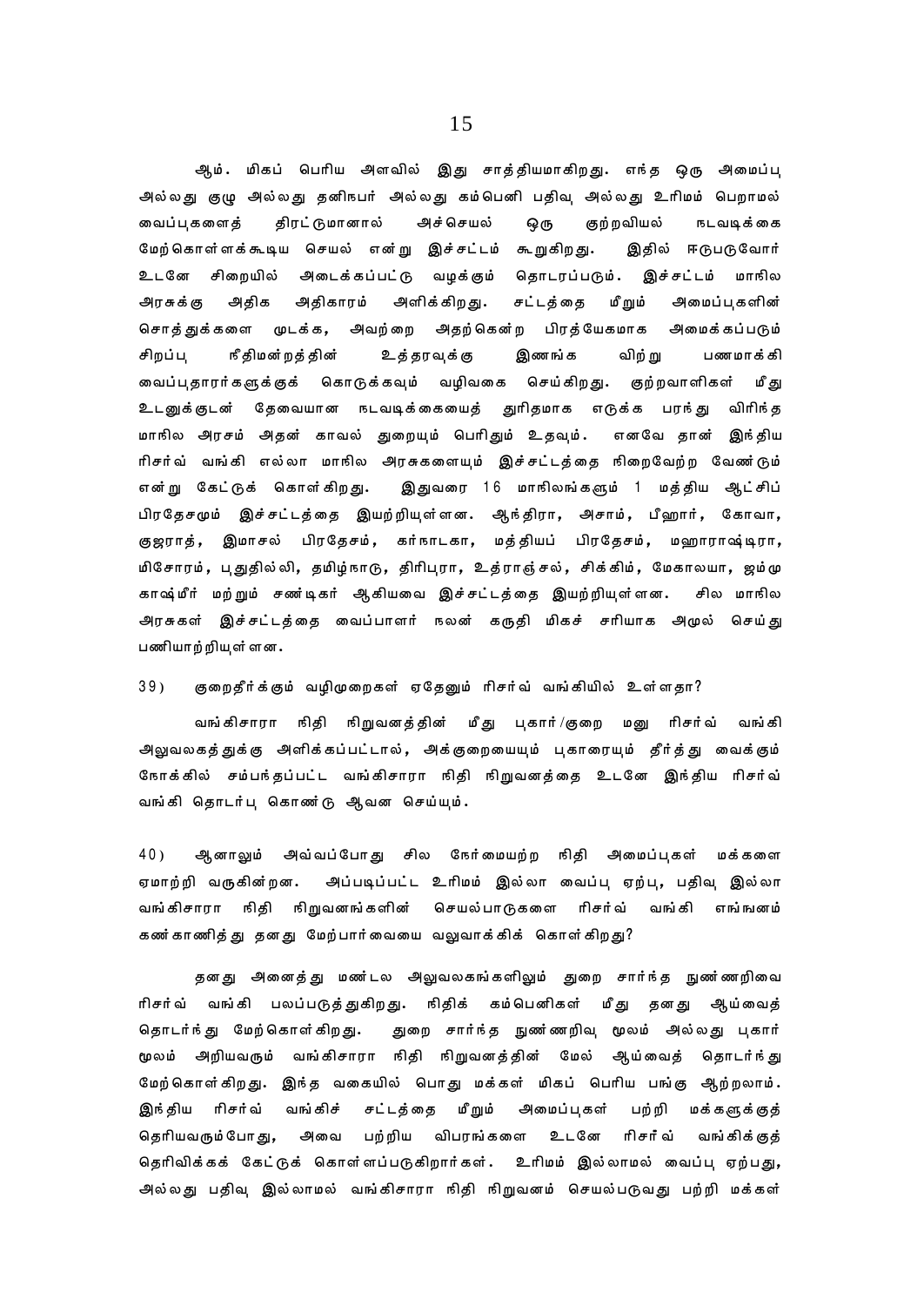ஆம். மிகப் பெரிய அளவில் இது சாத்தியமாகிறது. எந்த ஒரு அமைப்பு அல்லது குழு அல்லது தனிநபர் அல்லது கம்பெனி பதிவு அல்லது உரிமம் பெறாமல் வைப்புகளைத் திரட்டுமானால் அச்செயல் ஒரு குற்றவியல் நடவடிக்கை மேற்கொள்ளக்கூடிய செயல் என்று இச்சட்டம் கூறுகிறது. இதில் ஈடுபடுவோர் உடனே சிறையில் அடைக்கப்பட்டு வழக்கும் தொடரப்படும். இச்சட்டம் மாநில அரசுக்கு அதிக அதிகாரம் அளிக்கிறது. சட்டத்தை மீறும் அமைப்புகளின் சொத்துக்களை முடக்க, அவற்றை அதற்கென்ற பிரத்யேகமாக அமைக்கப்படும் சிறப்பு நீதிமன்றத்தின் உத்தரவுக்கு இணங்க விற்று பணமாக்கி வைப்புதாரர்களுக்குக் கொடுக்கவும் வழிவகை செய்கிறது. குற்றவாளிகள் மீது உடனுக்குடன் தேவையான நடவடிக்கையைத் துரிதமாக எடுக்க பரந்து விரிந்த மாநில அரசும் அதன் காவல் துறையும் பெரிதும் உதவும். எனவே தான் இந்திய ரிசர்வ் வங்கி எல்லா மாநில அரசுகளையும் இச்சட்டத்தை நிறைவேற்ற வேண்டும் என்று கேட்டுக் கொள்கிறது. இதுவரை 16 மாநிலங்களும் 1 மத்திய ஆட்சிப் பிரதேசமும் இச்சட்டத்தை இயற்றியுள்ளன. ஆந்திரா, அசாம், பீஹார், கோவா, குஜராத், இமாசல் பிரதேசம், கர்நாடகா, மத்தியப் பிரதேசம், மஹாராஷ்டிரா, மிசோரம், புதுதில்லி, தமிழ்நாடு, திரிபுரா, உத்ராஞ்சல், சிக்கிம், மேகாலயா, ஜம்மு காஷ்மீர் மற்றும் சண்டிகர் ஆகியவை இச்சட்டத்தை இயற்றியுள்ளன. சில மாநில அரசுகள் இச்சட்டத்தை வைப்பாளர் நலன் கருதி மிகச் சரியாக அமுல் செய்து பணியாற்றியுள்ளன.

39) குறைதீர்க்கும் வழிமுறைகள் ஏதேனும் ரிசர்வ் வங்கியில் உள்ளதா?

வங்கிசாரா நிதி நிறுவனத்தின் மீது புகார்/குறை மனு ரிசர்வ் வங்கி அலுவலகத்துக்கு அளிக்கப்பட்டால், அக்குறையையும் புகாரையும் தீர்த்து வைக்கும் நோக்கில் சம்பந்தப்பட்ட வங்கிசாரா நிதி நிறுவனத்தை உடனே இந்திய ரிசர்வ் வங்கி தொடர்பு கொண்டு ஆவன செய்யும்.

40) ஆனாலும் அவ்வப்போது சில நேர்மையற்ற நிதி அமைப்புகள் மக்களை ஏமாற்றி வருகின்றன. அப்படிப்பட்ட உரிமம் இல்லா வைப்பு ஏற்பு, பதிவு இல்லா வங்கிசாரா நிதி நிறுவனங்களின் செயல்பாடுகளை ரிசர்வ் வங்கி எங்ஙனம் கண்காணித்து தனது மேற்பார்வையை வலுவாக்கிக் கொள்கிறது?

தனது அனைத்து மண்டல அலுவலகங்களிலும் துறை சார்ந்த நுண்ணறிவை ரிசர்வ் வங்கி பலப்படுத்துகிறது. நிதிக் கம்பெனிகள் மீது தனது ஆய்வைத் தொடர்ந்து மேற்கொள்கிறது. துறை சார்ந்த நுண்ணறிவு மூலம் அல்லது புகார் மூலம் அறியவரும் வங்கிசாரா நிதி நிறுவனத்தின் மேல் ஆய்வைத் தொடர்ந்து மேற்கொள்கிறது. இந்த வகையில் பொது மக்கள் மிகப் பெரிய பங்கு ஆற்றலாம். இந்திய ரிசர்வ் வங்கிச் சட்டத்தை மீறும் அமைப்புகள் பற்றி மக்களுக்குத் தெரியவரும்போது, அவை பற்றிய விபரங்களை உடனே ரிசர்வ் வங்கிக்குத் தெரிவிக்கக் கேட்டுக் கொள்ளப்படுகிறார்கள். உரிமம் இல்லாமல் வைப்பு ஏற்பது, அல்லது பதிவு இல்லாமல் வங்கிசாரா நிதி நிறுவனம் செயல்படுவது பற்றி மக்கள்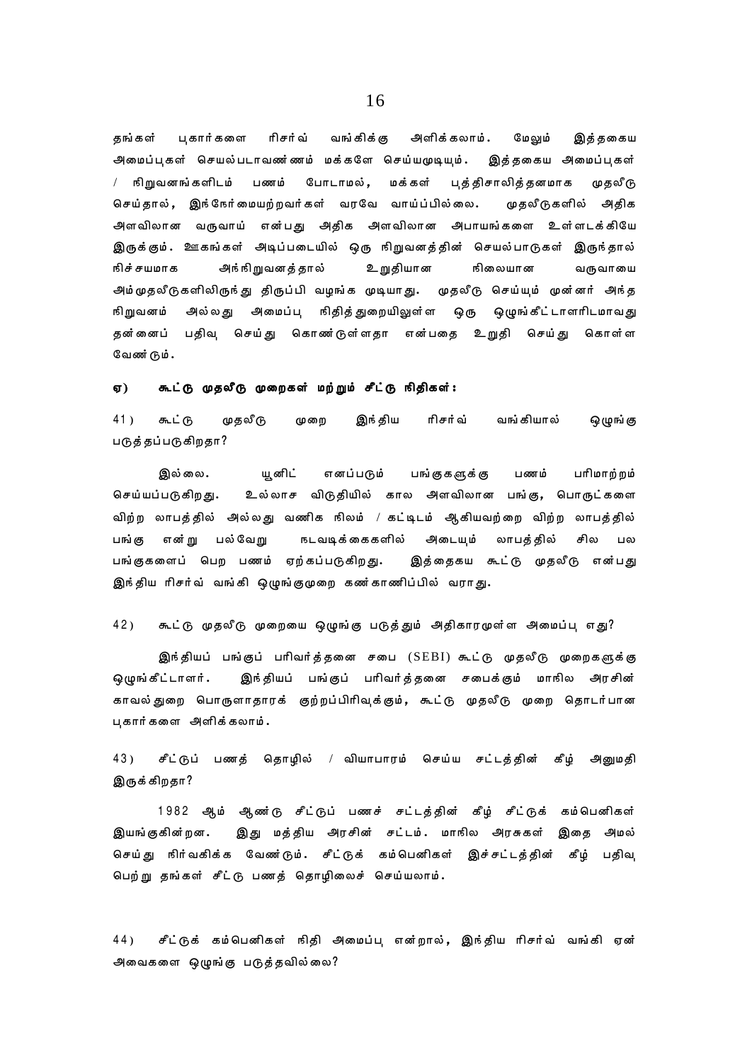தங்கள் புகார்களை ரிசர்வ் வங்கிக்கு அளிக்கலாம். மேலும் இத்தகைய அமைப்புகள் செயல்படாவண்ணம் மக்களே செய்யமுடியும். இத்தகைய அமைப்புகள் / நிறுவனங்களிடம் பணம் போடாமல், மக்கள் புத்திசாலித்தனமாக முதலீடு செய்தால், இந்நேர்மையற்றவர்கள் வரவே வாய்ப்பில்லை. முதலீடுகளில் அதிக அளவிலான வருவாய் என்பது அதிக அளவிலான அபாயங்களை உள்ளடக்கியே இருக்கும். ஊகங்கள் அடிப்படையில் ஒரு நிறுவனத்தின் செயல்பாடுகள் இருந்தால் நிச்சயமாக அந்நிறுவனத்தால் உறுதியான நிலையான வருவாயை அம்முதலீடுகளிலிருந்து திருப்பி வழங்க முடியாது. முதலீடு செய்யும் முன்னர் அந்த நிறுவனம் அல்லது அமைப்பு நிதித்துறையிலுள்ள ஒரு ஒழுங்கீட்டாளரிடமாவது தன்னைப் பதிவு செய்து கொண்டுள்ளதா என்பதை உறுதி செய்து கொள்ள வேண்டும்.

### ஏ) கூட்டு முதலீடு முறைகள் மற்றும் சீட்டு நிதிகள்:

41) கூட்டு முதலீடு முறை இந்திய ரிசர்வ் வங்கியால் ஒழுங்கு படுத்தப்படுகிறதா?

இல்லை. யூனிட் எனப்படும் பங்குகளுக்கு பணம் பரிமாற்றம் செய்யப்படுகிறது. உல்லாச விடுதியில் கால அளவிலான பங்கு, பொருட்களை விற்ற லாபத்தில் அல்லது வணிக நிலம் / கட்டிடம் ஆகியவற்றை விற்ற லாபத்தில் பங்கு என்று பல்வேறு நடவடிக்கைகளில் அடையும் லாபத்தில் சில பல பங்குகளைப் பெற பணம் ஏற்கப்படுகிறது. இத்தைகய கூட்டு முதலீடு என்பது இந்திய ரிசர்வ் வங்கி ஒழுங்குமுறை கண்காணிப்பில் வராது.

42) கூட்டு முதலீடு முறையை ஒழுங்கு படுத்தும் அதிகாரமுள்ள அமைப்பு எது?

இந்தியப் பங்குப் பரிவர்த்தனை சபை (SEBI) கூட்டு முதலீடு முறைகளுக்கு ஒழுங்கீட்டாளர். இந்தியப் பங்குப் பரிவர்த்தனை சபைக்கும் மாநில அரசின் காவல்துறை பொருளாதாரக் குற்றப்பிரிவுக்கும், கூட்டு முதலீடு முறை தொடர்பான புகார்களை அளிக்கலாம்.

43) சீட்டுப் பணத் தொழில் / வியாபாரம் செய்ய சட்டத்தின் கீழ் அனுமதி இருக்கிறதா?

1982 ஆம் ஆண்டு சீட்டுப் பணச் சட்டத்தின் கீழ் சீட்டுக் கம்பெனிகள் இயங்குகின்றன. இது மத்திய அரசின் சட்டம். மாநில அரசுகள் இதை அமல் செய்து நிர்வகிக்க வேண்டும். சீட்டுக் கம்பெனிகள் இச்சட்டத்தின் கீழ் பதிவு பெற்று தங்கள் சீட்டு பணத் தொழிலைச் செய்யலாம்.

44) சீட்டுக் கம்பெனிகள் நிதி அமைப்பு என்றால், இந்திய ரிசர்வ் வங்கி ஏன் அவைகளை ஒழுங்கு படுத்தவில்லை?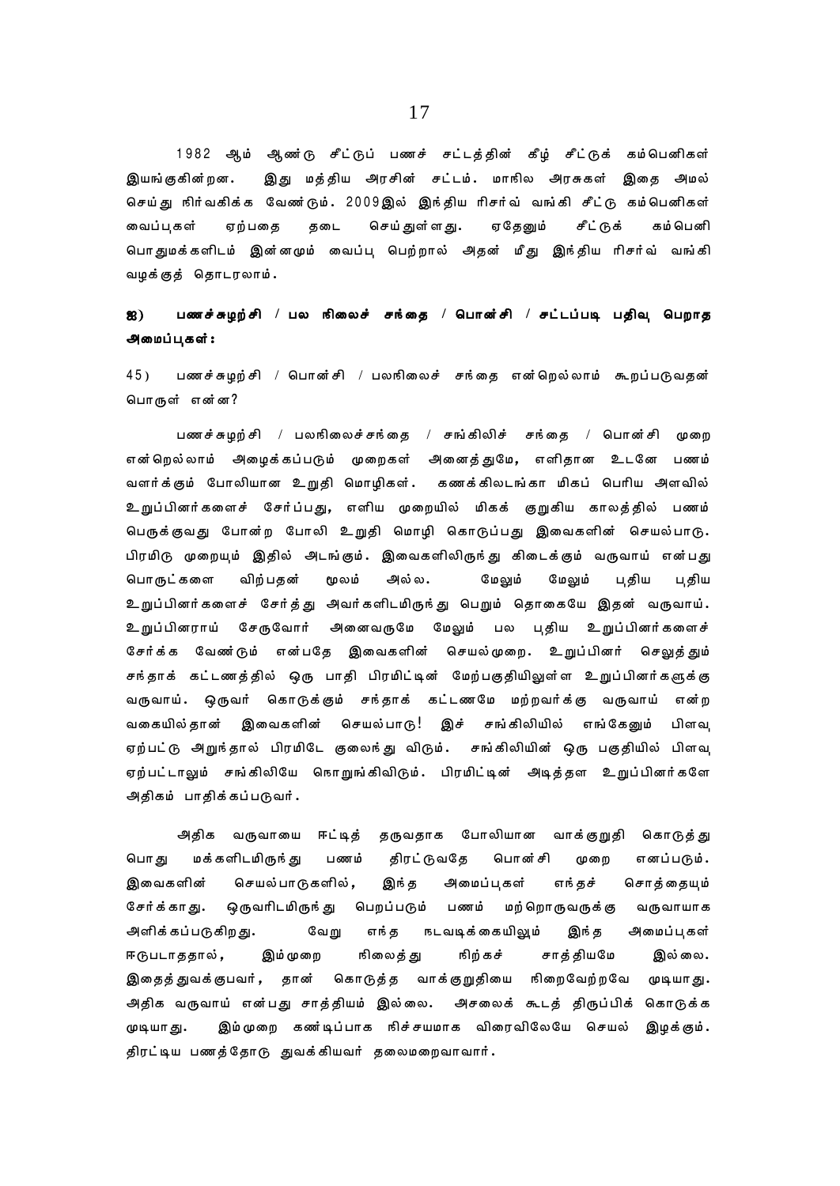1982 ஆம் ஆண்டு சீட்டுப் பணச் சட்டத்தின் கீழ் சீட்டுக் கம்பெனிகள் இயங்குகின்றன. இது மத்திய அரசின் சட்டம். மாநில அரசுகள் இதை அமல் செய்து நிர்வகிக்க வேண்டும். 2009இல் இந்திய ரிசர்வ் வங்கி சீட்டு கம்பெனிகள் வைப்புகள் ஏற்பதை தடை செய்துள்ளது. ஏதேனும் சீட்டுக் கம்பெனி பொதுமக்களிடம் இன்னமும் வைப்பு பெற்றால் அதன் மீது இந்திய ரிசர்வ் வங்கி வழக்குத் தொடரலாம்.

**ஐ) பணச்சுழற்சி / பல நிலைச் சந்தை / பொன்சி / சட்டப்படி பதிவு பெறாத அமைப்புகள்:**

45) பணச்சுழற்சி / பொன்சி / பலநிலைச் சந்தை என்றெல்லாம் கூறப்படுவதன் பொருள் என்ன?

பணச்சுழற்சி / பலநிலைச்சந்தை / சங்கிலிச் சந்தை / பொன்சி முறை என்றெல்லாம் அழைக்கப்படும் முறைகள் அனைத்துமே, எளிதான உடனே பணம் வளர்க்கும் போலியான உறுதி மொழிகள். கணக்கிலடங்கா மிகப் பெரிய அளவில் உறுப்பினர்களைச் சேர்ப்பது, எளிய முறையில் மிகக் குறுகிய காலத்தில் பணம் பெருக்குவது போன்ற போலி உறுதி மொழி கொடுப்பது இவைகளின் செயல்பாடு. பிரமிடு முறையும் இதில் அடங்கும். இவைகளிலிருந்து கிடைக்கும் வருவாய் என்பது பொருட்களை விற்பதன் மூலம் அல்ல. மேலும் மேலும் புதிய புதிய உறுப்பினர்களைச் சேர்த்து அவர்களிடமிருந்து பெறும் தொகையே இதன் வருவாய். உறுப்பினராய் சேருவோர் அனைவருமே மேலும் பல புதிய உறுப்பினர்களைச் சேர்க்க வேண்டும் என்பதே இவைகளின் செயல்முறை. உறுப்பினர் செலுத்தும் சந்தாக் கட்டணத்தில் ஒரு பாதி பிரமிட்டின் மேற்பகுதியிலுள்ள உறுப்பினர்களுக்கு வருவாய். ஒருவர் கொடுக்கும் சந்தாக் கட்டணமே மற்றவர்க்கு வருவாய் என்ற வகையில்தான் இவைகளின் செயல்பாடு! இச் சங்கிலியில் எங்கேனும் பிளவு ஏற்பட்டு அறுந்தால் பிரமிடே குலைந்து விடும். சங்கிலியின் ஒரு பகுதியில் பிளவு ஏற்பட்டாலும் சங்கிலியே நொறுங்கிவிடும். பிரமிட்டின் அடித்தள உறுப்பினர்களே அதிகம் பாதிக்கப்படுவர்.

அதிக வருவாயை ஈட்டித் தருவதாக போலியான வாக்குறுதி கொடுத்து பொது மக்களிடமிருந்து பணம் திரட்டுவதே பொன்சி முறை எனப்படும். இவைகளின் செயல்பாடுகளில், இந்த அமைப்புகள் எந்தச் சொத்தையும் சேர்க்காது. ஒருவரிடமிருந்து பெறப்படும் பணம் மற்றொருவருக்கு வருவாயாக அளிக்கப்படுகிறது. வேறு எந்த நடவடிக்கையிலும் இந்த அமைப்புகள் ஈடுபடாததால், இம்முறை நிலைத்து நிற்கச் சாத்தியமே இல்லை. இதைத்துவக்குபவர், தான் கொடுத்த வாக்குறுதியை நிறைவேற்றவே முடியாது. அதிக வருவாய் என்பது சாத்தியம் இல்லை. அசலைக் கூடத் திருப்பிக் கொடுக்க முடியாது. இம்முறை கண்டிப்பாக நிச்சயமாக விரைவிலேயே செயல் இழக்கும். திரட்டிய பணத்தோடு துவக்கியவர் தலைமறைவாவார்.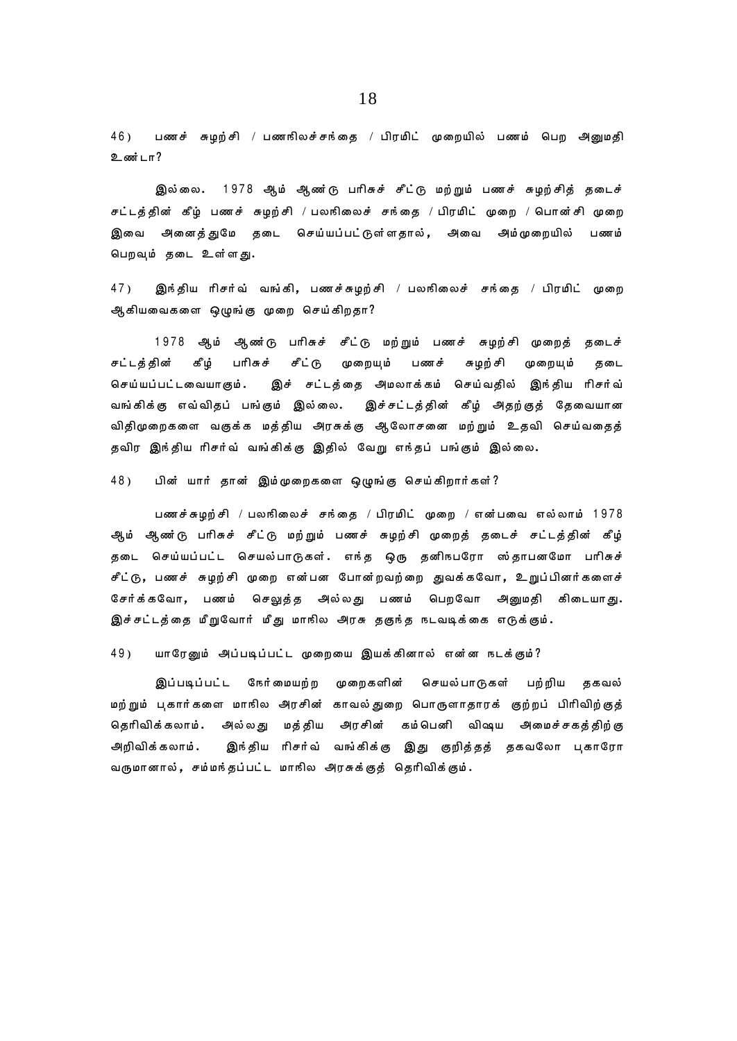46) பணச் சுழற்சி / பணநிலச்சந்தை / பிரமிட் முறையில் பணம் பெற அனுமதி உண்டா?

இல்லை. 1978 ஆம் ஆண்டு பரிசுச் சீட்டு மற்றும் பணச் சுழற்சித் தடைச் சட்டத்தின் கீழ் பணச் சுழற்சி / பலநிலைச் சந்தை / பிரமிட் முறை / பொன்சி முறை இவை அனைத்துமே தடை செய்யப்பட்டுள்ளதால், அவை அம்முறையில் பணம் பெறவும் தடை உள்ளது.

47) இந்திய ரிசர்வ் வங்கி, பணச்சுழற்சி / பலநிலைச் சந்தை / பிரமிட் முறை ஆகியவைகளை ஒழுங்கு முறை செய்கிறதா?

1978 ஆம் ஆண்டு பரிசுச் சீட்டு மற்றும் பணச் சுழற்சி முறைத் தடைச் சட்டத்தின் கீழ் பரிசுச் சீட்டு முறையும் பணச் சுழற்சி முறையும் தடை செய்யப்பட்டவையாகும். இச் சட்டத்தை அமலாக்கம் செய்வதில் இந்திய ரிசர்வ் வங்கிக்கு எவ்விதப் பங்கும் இல்லை. இச்சட்டத்தின் கீழ் அதற்குத் தேவையான விதிமுறைகளை வகுக்க மத்திய அரசுக்கு ஆலோசனை மற்றும் உதவி செய்வதைத் தவிர இந்திய ரிசர்வ் வங்கிக்கு இதில் வேறு எந்தப் பங்கும் இல்லை.

48) பின் யார் தான் இம்முறைகளை ஒழுங்கு செய்கிறார்கள்?

பணச்சுழற்சி / பலநிலைச் சந்தை / பிரமிட் முறை / என்பவை எல்லாம் 1978 ஆம் ஆண்டு பரிசுச் சீட்டு மற்றும் பணச் சுழற்சி முறைத் தடைச் சட்டத்தின் கீழ் தடை செய்யப்பட்ட செயல்பாடுகள். எந்த ஒரு தனிநபரோ ஸ்தாபனமோ பரிசுச் சீட்டு, பணச் சுழற்சி முறை என்பன போன்றவற்றை துவக்கவோ, உறுப்பினர்களைச் சேர்க்கவோ, பணம் செலுத்த அல்லது பணம் பெறவோ அனுமதி கிடையாது. இச்சட்டத்தை மீறுவோர் மீது மாநில அரசு தகுந்த நடவடிக்கை எடுக்கும்.

49) யாரேனும் அப்படிப்பட்ட முறையை இயக்கினால் என்ன நடக்கும்?

இப்படிப்பட்ட நேர்மையற்ற முறைகளின் செயல்பாடுகள் பற்றிய தகவல் மற்றும் புகார்களை மாநில அரசின் காவல்துறை பொருளாதாரக் குற்றப் பிரிவிற்குத் தெரிவிக்கலாம். அல்லது மத்திய அரசின் கம்பெனி விஷய அமைச்சகத்திற்கு அறிவிக்கலாம். இந்திய ரிசர்வ் வங்கிக்கு இது குறித்தத் தகவலோ புகாரோ வருமானால், சம்மந்தப்பட்ட மாநில அரசுக்குத் தெரிவிக்கும்.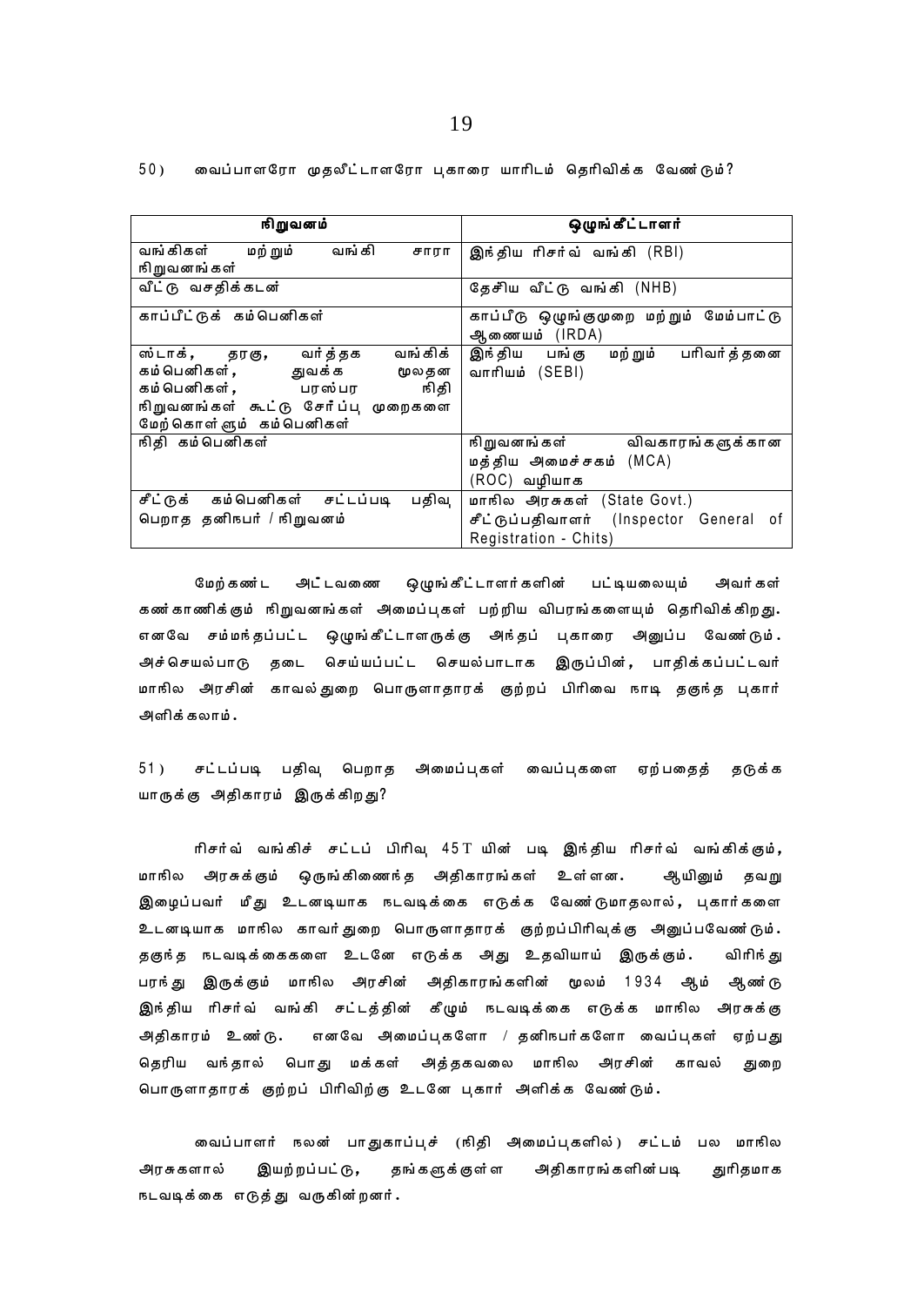50) வைப்பாளரோ முதலீட்டாளரோ புகாரை யாரிடம் தெரிவிக்க வேண்டும்?

| நிறுவனம் | ஒழுங்கீட்டாளர் |
|---|---|
| வங்கிகள் மற்றும் வங்கி சாரா நிறுவனங்கள் | இந்திய ரிசர்வ் வங்கி (RBI) |
| வீட்டு வசதிக்கடன் | தேசிய வீட்டு வங்கி (NHB) |
| காப்பீட்டுக் கம்பெனிகள் | காப்பீடு ஒழுங்குமுறை மற்றும் மேம்பாட்டு ஆணையம் (IRDA) |
| ஸ்டாக், தரகு, வர்த்தக வங்கிக் கம்பெனிகள், துவக்க மூலதன கம்பெனிகள், பரஸ்பர நிதி நிறுவனங்கள் கூட்டு சேர்ப்பு முறைகளை மேற்கொள்ளும் கம்பெனிகள் | இந்திய பங்கு மற்றும் பரிவர்த்தனை வாரியம் (SEBI) |
| நிதி கம்பெனிகள் | நிறுவனங்கள் விவகாரங்களுக்கான மத்திய அமைச்சகம் (MCA) (ROC) வழியாக |
| சீட்டுக் கம்பெனிகள் சட்டப்படி பதிவு பெறாத தனிநபர் / நிறுவனம் | மாநில அரசுகள் (State Govt.) சீட்டுப்பதிவாளர் (Inspector General of Registration - Chits) |

மேற்கண்ட அட்டவணை ஒழுங்கீட்டாளர்களின் பட்டியலையும் அவர்கள் கண்காணிக்கும் நிறுவனங்கள் அமைப்புகள் பற்றிய விபரங்களையும் தெரிவிக்கிறது. எனவே சம்மந்தப்பட்ட ஒழுங்கீட்டாளருக்கு அந்தப் புகாரை அனுப்ப வேண்டும். அச்செயல்பாடு தடை செய்யப்பட்ட செயல்பாடாக இருப்பின், பாதிக்கப்பட்டவர் மாநில அரசின் காவல்துறை பொருளாதாரக் குற்றப் பிரிவை நாடி தகுந்த புகார் அளிக்கலாம்.

51) சட்டப்படி பதிவு பெறாத அமைப்புகள் வைப்புகளை ஏற்பதைத் தடுக்க யாருக்கு அதிகாரம் இருக்கிறது?

ரிசர்வ் வங்கிச் சட்டப் பிரிவு 45T யின் படி இந்திய ரிசர்வ் வங்கிக்கும், மாநில அரசுக்கும் ஒருங்கிணைந்த அதிகாரங்கள் உள்ளன. ஆயினும் தவறு இழைப்பவர் மீது உடனடியாக நடவடிக்கை எடுக்க வேண்டுமாதலால், புகார்களை உடனடியாக மாநில காவர்துறை பொருளாதாரக் குற்றப்பிரிவுக்கு அனுப்பவேண்டும். தகுந்த நடவடிக்கைகளை உடனே எடுக்க அது உதவியாய் இருக்கும். விரிந்து பரந்து இருக்கும் மாநில அரசின் அதிகாரங்களின் மூலம் 1934 ஆம் ஆண்டு இந்திய ரிசர்வ் வங்கி சட்டத்தின் கீழும் நடவடிக்கை எடுக்க மாநில அரசுக்கு அதிகாரம் உண்டு. எனவே அமைப்புகளோ / தனிநபர்களோ வைப்புகள் ஏற்பது தெரிய வந்தால் பொது மக்கள் அத்தகவலை மாநில அரசின் காவல் துறை பொருளாதாரக் குற்றப் பிரிவிற்கு உடனே புகார் அளிக்க வேண்டும்.

வைப்பாளர் நலன் பாதுகாப்புச் (நிதி அமைப்புகளில்) சட்டம் பல மாநில அரசுகளால் இயற்றப்பட்டு, தங்களுக்குள்ள அதிகாரங்களின்படி துரிதமாக நடவடிக்கை எடுத்து வருகின்றனர்.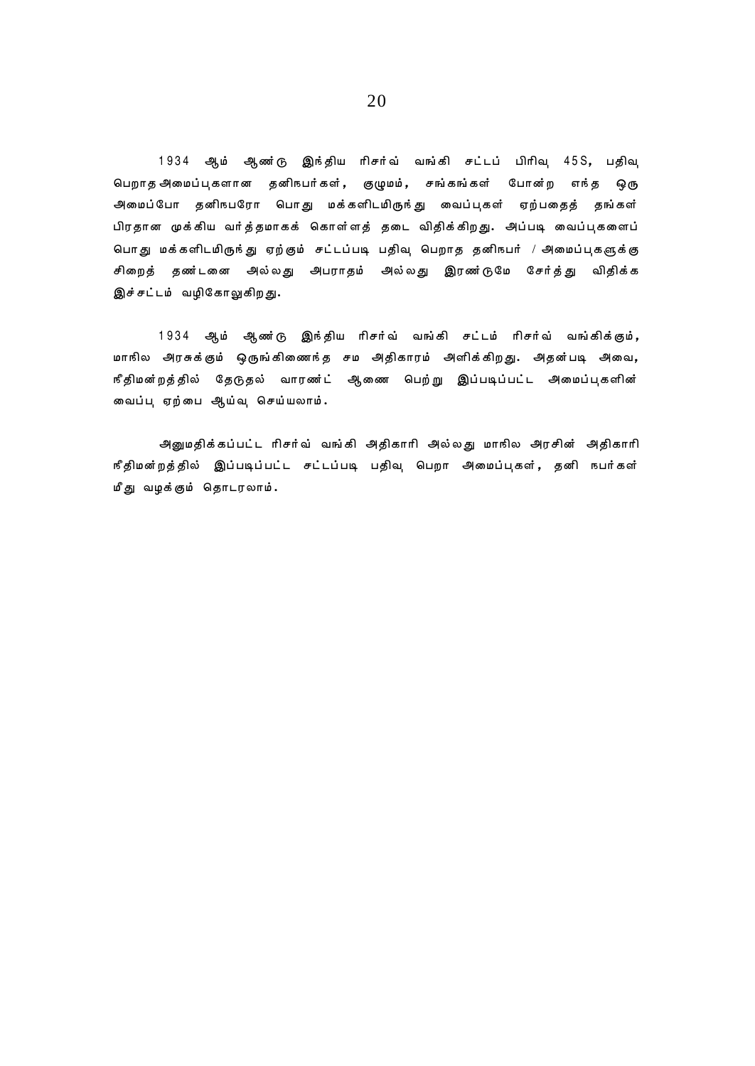1934 ஆம் ஆண்டு இந்திய ரிசர்வ் வங்கி சட்டப் பிரிவு 45S, பதிவு பெறாத அமைப்புகளான தனிநபர்கள், குழுமம், சங்கங்கள் போன்ற எந்த ஒரு அமைப்போ தனிநபரோ பொது மக்களிடமிருந்து வைப்புகள் ஏற்பதைத் தங்கள் பிரதான முக்கிய வர்த்தமாகக் கொள்ளத் தடை விதிக்கிறது. அப்படி வைப்புகளைப் பொது மக்களிடமிருந்து ஏற்கும் சட்டப்படி பதிவு பெறாத தனிநபர் / அமைப்புகளுக்கு சிறைத் தண்டனை அல்லது அபராதம் அல்லது இரண்டுமே சேர்த்து விதிக்க இச்சட்டம் வழிகோலுகிறது.

1934 ஆம் ஆண்டு இந்திய ரிசர்வ் வங்கி சட்டம் ரிசர்வ் வங்கிக்கும், மாநில அரசுக்கும் ஒருங்கிணைந்த சம அதிகாரம் அளிக்கிறது. அதன்படி அவை, நீதிமன்றத்தில் தேடுதல் வாரண்ட் ஆணை பெற்று இப்படிப்பட்ட அமைப்புகளின் வைப்பு ஏற்பை ஆய்வு செய்யலாம்.

அனுமதிக்கப்பட்ட ரிசர்வ் வங்கி அதிகாரி அல்லது மாநில அரசின் அதிகாரி நீதிமன்றத்தில் இப்படிப்பட்ட சட்டப்படி பதிவு பெறா அமைப்புகள், தனி நபர்கள் மீது வழக்கும் தொடரலாம்.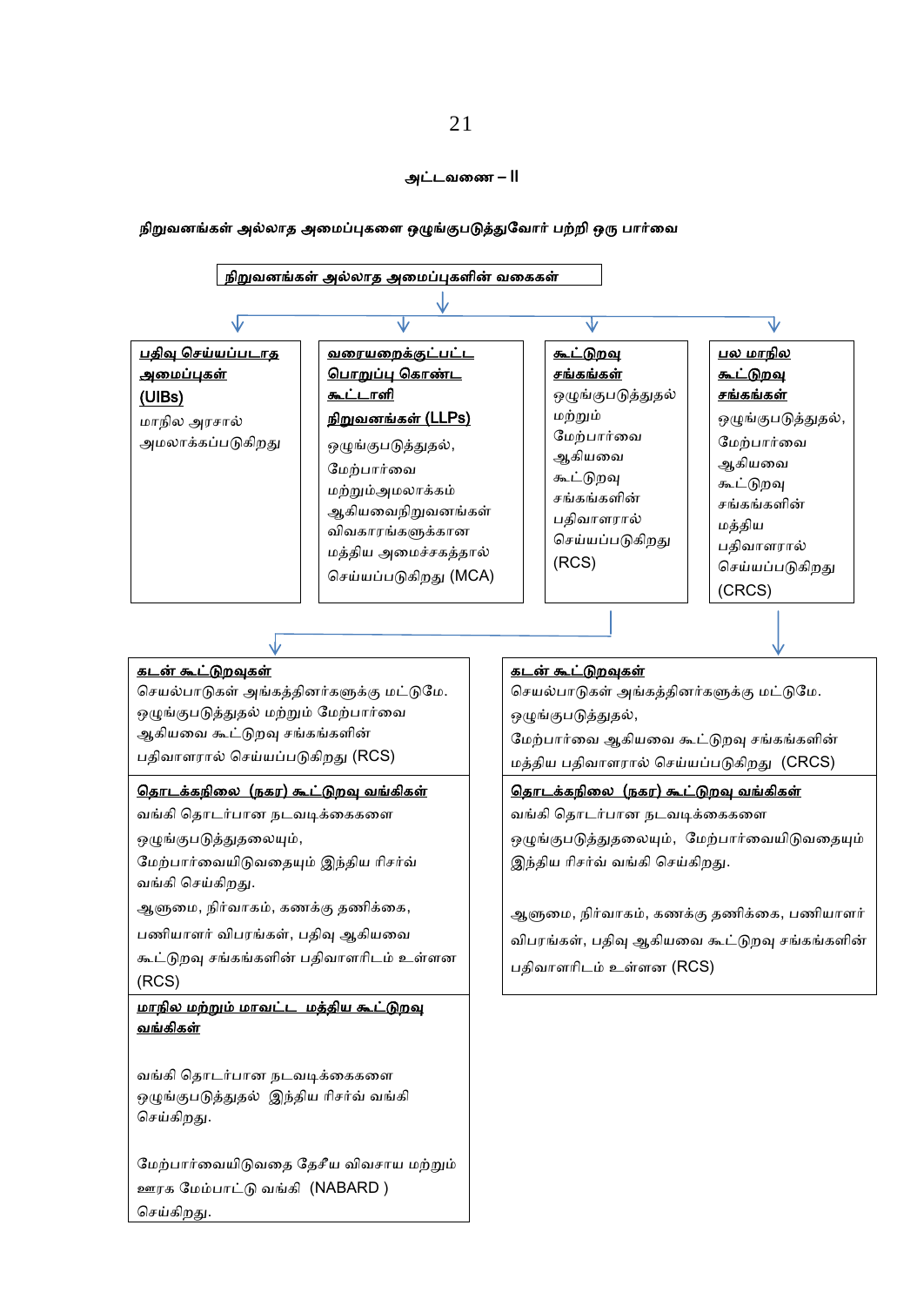**அட்டவணை – II**

**நிறுவனங்கள் அல்லாத அமைப்புகளை ஒழுங்குபடுத்துவோர் பற்றி ஒரு பார்வை**

**நிறுவனங்கள் அல்லாத அமைப்புகளின் வகைகள்**

| **பதிவு செய்யப்படாத அமைப்புகள் (UIBs)** | **வரையறைக்குட்பட்ட பொறுப்பு கொண்ட கூட்டாளி நிறுவனங்கள் (LLPs)** | **கூட்டுறவு சங்கங்கள்** | **பல மாநில கூட்டுறவு சங்கங்கள்** |
|---|---|---|---|
| மாநில அரசால் அமலாக்கப்படுகிறது | ஒழுங்குபடுத்துதல், மேற்பார்வை மற்றும்அமலாக்கம் ஆகியவைநிறுவனங்கள் விவகாரங்களுக்கான மத்திய அமைச்சகத்தால் செய்யப்படுகிறது (MCA) | ஒழுங்குபடுத்துதல் மற்றும் மேற்பார்வை ஆகியவை கூட்டுறவு சங்கங்களின் பதிவாளரால் செய்யப்படுகிறது (RCS) | ஒழுங்குபடுத்துதல், மேற்பார்வை ஆகியவை கூட்டுறவு சங்கங்களின் மத்திய பதிவாளரால் செய்யப்படுகிறது (CRCS) |

**கூட்டுறவு சங்கங்கள்:**

**கடன் கூட்டுறவுகள்**
செயல்பாடுகள் அங்கத்தினர்களுக்கு மட்டுமே. ஒழுங்குபடுத்துதல் மற்றும் மேற்பார்வை ஆகியவை கூட்டுறவு சங்கங்களின் பதிவாளரால் செய்யப்படுகிறது (RCS)

**தொடக்கநிலை (நகர) கூட்டுறவு வங்கிகள்**
வங்கி தொடர்பான நடவடிக்கைகளை ஒழுங்குபடுத்துதலையும், மேற்பார்வையிடுவதையும் இந்திய ரிசர்வ் வங்கி செய்கிறது.
ஆளுமை, நிர்வாகம், கணக்கு தணிக்கை, பணியாளர் விபரங்கள், பதிவு ஆகியவை கூட்டுறவு சங்கங்களின் பதிவாளரிடம் உள்ளன (RCS)

**மாநில மற்றும் மாவட்ட மத்திய கூட்டுறவு வங்கிகள்**
வங்கி தொடர்பான நடவடிக்கைகளை ஒழுங்குபடுத்துதல் இந்திய ரிசர்வ் வங்கி செய்கிறது.
மேற்பார்வையிடுவதை தேசீய விவசாய மற்றும் ஊரக மேம்பாட்டு வங்கி (NABARD ) செய்கிறது.

**பல மாநில கூட்டுறவு சங்கங்கள்:**

**கடன் கூட்டுறவுகள்**
செயல்பாடுகள் அங்கத்தினர்களுக்கு மட்டுமே. ஒழுங்குபடுத்துதல், மேற்பார்வை ஆகியவை கூட்டுறவு சங்கங்களின் மத்திய பதிவாளரால் செய்யப்படுகிறது (CRCS)

**தொடக்கநிலை (நகர) கூட்டுறவு வங்கிகள்**
வங்கி தொடர்பான நடவடிக்கைகளை ஒழுங்குபடுத்துதலையும், மேற்பார்வையிடுவதையும் இந்திய ரிசர்வ் வங்கி செய்கிறது.
ஆளுமை, நிர்வாகம், கணக்கு தணிக்கை, பணியாளர் விபரங்கள், பதிவு ஆகியவை கூட்டுறவு சங்கங்களின் பதிவாளரிடம் உள்ளன (RCS)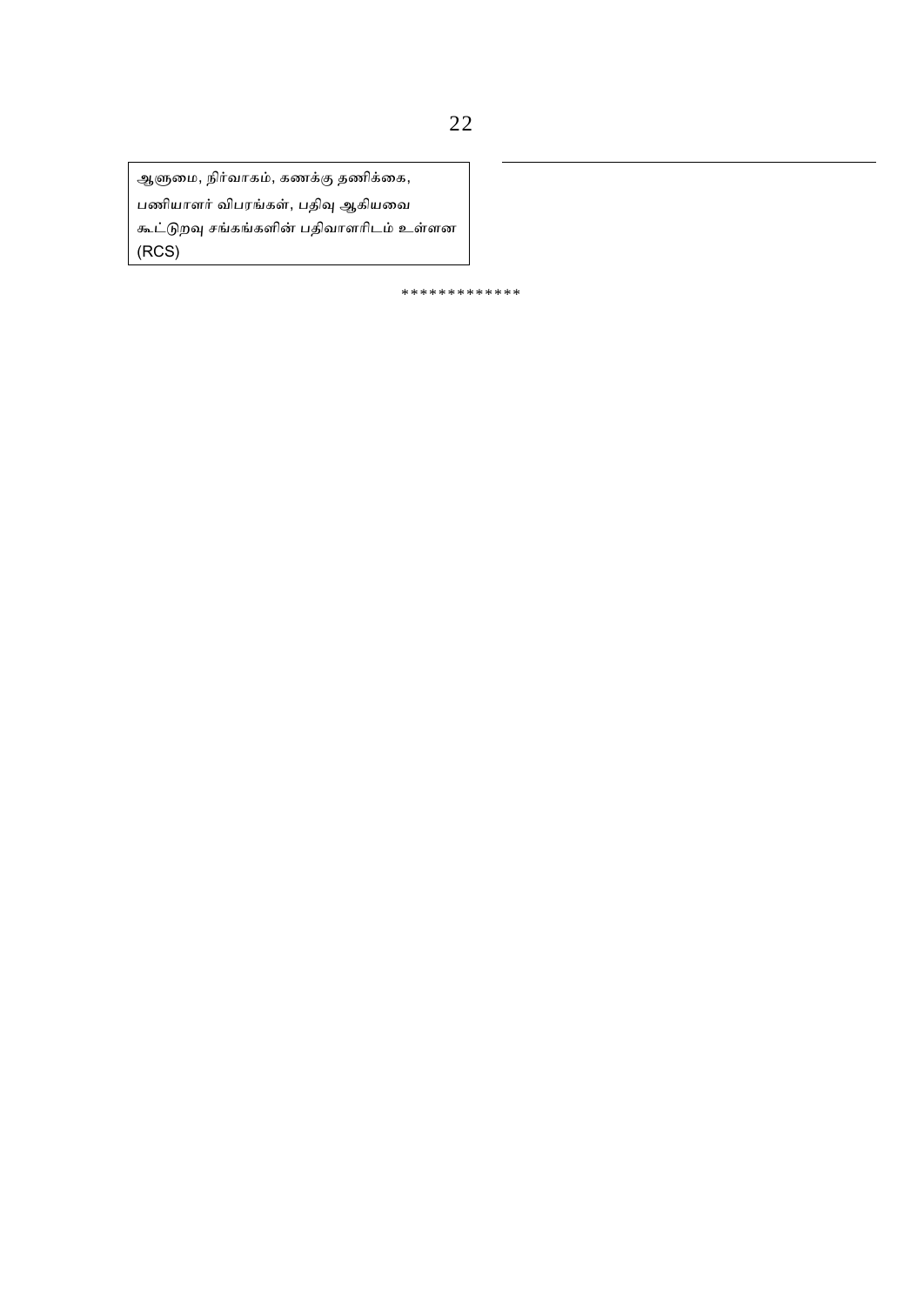ஆளுமை, நிர்வாகம், கணக்கு தணிக்கை, பணியாளர் விபரங்கள், பதிவு ஆகியவை கூட்டுறவு சங்கங்களின் பதிவாளரிடம் உள்ளன (RCS)

*************